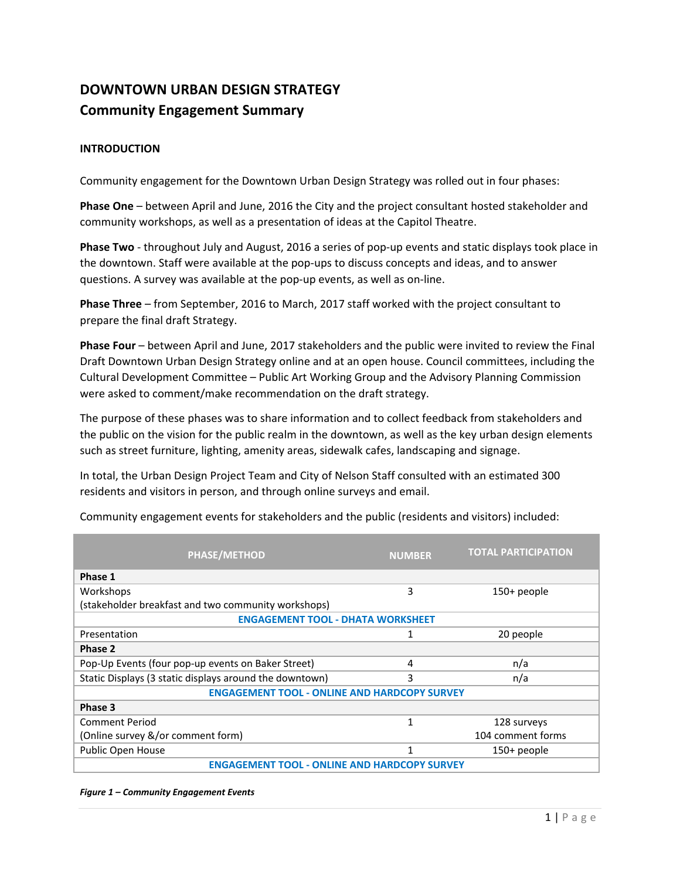# DOWNTOWN URBAN DESIGN STRATEGY
## Community Engagement Summary

### INTRODUCTION

Community engagement for the Downtown Urban Design Strategy was rolled out in four phases:

**Phase One** – between April and June, 2016 the City and the project consultant hosted stakeholder and community workshops, as well as a presentation of ideas at the Capitol Theatre.

**Phase Two** - throughout July and August, 2016 a series of pop-up events and static displays took place in the downtown. Staff were available at the pop-ups to discuss concepts and ideas, and to answer questions. A survey was available at the pop-up events, as well as on-line.

**Phase Three** – from September, 2016 to March, 2017 staff worked with the project consultant to prepare the final draft Strategy.

**Phase Four** – between April and June, 2017 stakeholders and the public were invited to review the Final Draft Downtown Urban Design Strategy online and at an open house. Council committees, including the Cultural Development Committee – Public Art Working Group and the Advisory Planning Commission were asked to comment/make recommendation on the draft strategy.

The purpose of these phases was to share information and to collect feedback from stakeholders and the public on the vision for the public realm in the downtown, as well as the key urban design elements such as street furniture, lighting, amenity areas, sidewalk cafes, landscaping and signage.

In total, the Urban Design Project Team and City of Nelson Staff consulted with an estimated 300 residents and visitors in person, and through online surveys and email.

Community engagement events for stakeholders and the public (residents and visitors) included:

| PHASE/METHOD | NUMBER | TOTAL PARTICIPATION |
|---|---|---|
| **Phase 1** | | |
| Workshops (stakeholder breakfast and two community workshops) | 3 | 150+ people |
| **ENGAGEMENT TOOL - DHATA WORKSHEET** | | |
| Presentation | 1 | 20 people |
| **Phase 2** | | |
| Pop-Up Events (four pop-up events on Baker Street) | 4 | n/a |
| Static Displays (3 static displays around the downtown) | 3 | n/a |
| **ENGAGEMENT TOOL - ONLINE AND HARDCOPY SURVEY** | | |
| **Phase 3** | | |
| Comment Period (Online survey &/or comment form) | 1 | 128 surveys<br>104 comment forms |
| Public Open House | 1 | 150+ people |
| **ENGAGEMENT TOOL - ONLINE AND HARDCOPY SURVEY** | | |

***Figure 1 – Community Engagement Events***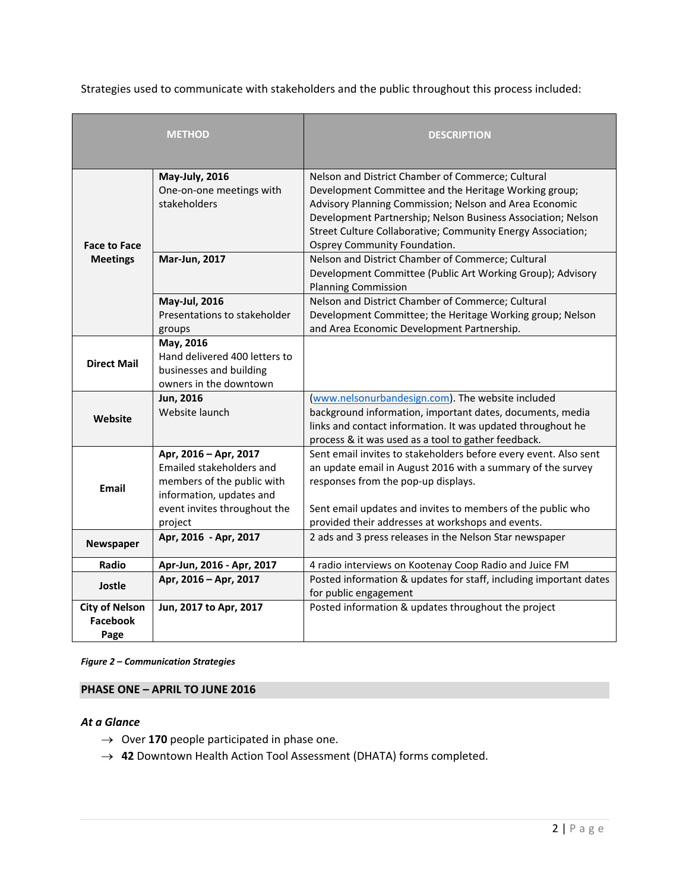Strategies used to communicate with stakeholders and the public throughout this process included:

| METHOD | | DESCRIPTION |
|---|---|---|
| **Face to Face Meetings** | **May-July, 2016**<br>One-on-one meetings with stakeholders | Nelson and District Chamber of Commerce; Cultural Development Committee and the Heritage Working group; Advisory Planning Commission; Nelson and Area Economic Development Partnership; Nelson Business Association; Nelson Street Culture Collaborative; Community Energy Association; Osprey Community Foundation. |
| | **Mar-Jun, 2017** | Nelson and District Chamber of Commerce; Cultural Development Committee (Public Art Working Group); Advisory Planning Commission |
| | **May-Jul, 2016**<br>Presentations to stakeholder groups | Nelson and District Chamber of Commerce; Cultural Development Committee; the Heritage Working group; Nelson and Area Economic Development Partnership. |
| **Direct Mail** | **May, 2016**<br>Hand delivered 400 letters to businesses and building owners in the downtown | |
| **Website** | **Jun, 2016**<br>Website launch | (www.nelsonurbandesign.com). The website included background information, important dates, documents, media links and contact information. It was updated throughout he process & it was used as a tool to gather feedback. |
| **Email** | **Apr, 2016 – Apr, 2017**<br>Emailed stakeholders and members of the public with information, updates and event invites throughout the project | Sent email invites to stakeholders before every event. Also sent an update email in August 2016 with a summary of the survey responses from the pop-up displays.<br><br>Sent email updates and invites to members of the public who provided their addresses at workshops and events. |
| **Newspaper** | **Apr, 2016 - Apr, 2017** | 2 ads and 3 press releases in the Nelson Star newspaper |
| **Radio** | **Apr-Jun, 2016 - Apr, 2017** | 4 radio interviews on Kootenay Coop Radio and Juice FM |
| **Jostle** | **Apr, 2016 – Apr, 2017** | Posted information & updates for staff, including important dates for public engagement |
| **City of Nelson Facebook Page** | **Jun, 2017 to Apr, 2017** | Posted information & updates throughout the project |

***Figure 2 – Communication Strategies***

## PHASE ONE – APRIL TO JUNE 2016

### *At a Glance*

→ Over **170** people participated in phase one.

→ **42** Downtown Health Action Tool Assessment (DHATA) forms completed.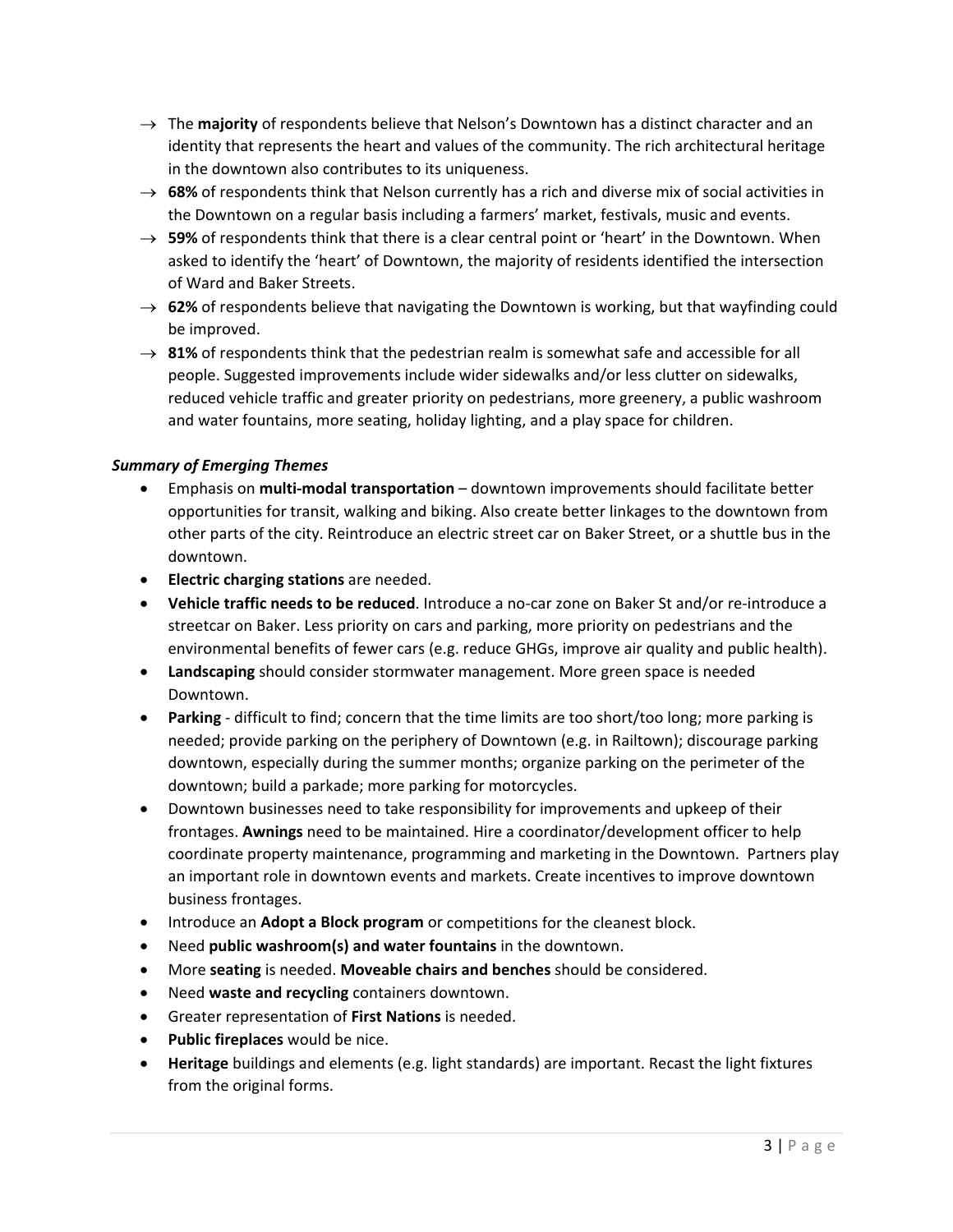- → The **majority** of respondents believe that Nelson's Downtown has a distinct character and an identity that represents the heart and values of the community. The rich architectural heritage in the downtown also contributes to its uniqueness.
- → **68%** of respondents think that Nelson currently has a rich and diverse mix of social activities in the Downtown on a regular basis including a farmers' market, festivals, music and events.
- → **59%** of respondents think that there is a clear central point or 'heart' in the Downtown. When asked to identify the 'heart' of Downtown, the majority of residents identified the intersection of Ward and Baker Streets.
- → **62%** of respondents believe that navigating the Downtown is working, but that wayfinding could be improved.
- → **81%** of respondents think that the pedestrian realm is somewhat safe and accessible for all people. Suggested improvements include wider sidewalks and/or less clutter on sidewalks, reduced vehicle traffic and greater priority on pedestrians, more greenery, a public washroom and water fountains, more seating, holiday lighting, and a play space for children.

***Summary of Emerging Themes***

- Emphasis on **multi-modal transportation** – downtown improvements should facilitate better opportunities for transit, walking and biking. Also create better linkages to the downtown from other parts of the city. Reintroduce an electric street car on Baker Street, or a shuttle bus in the downtown.
- **Electric charging stations** are needed.
- **Vehicle traffic needs to be reduced**. Introduce a no-car zone on Baker St and/or re-introduce a streetcar on Baker. Less priority on cars and parking, more priority on pedestrians and the environmental benefits of fewer cars (e.g. reduce GHGs, improve air quality and public health).
- **Landscaping** should consider stormwater management. More green space is needed Downtown.
- **Parking** - difficult to find; concern that the time limits are too short/too long; more parking is needed; provide parking on the periphery of Downtown (e.g. in Railtown); discourage parking downtown, especially during the summer months; organize parking on the perimeter of the downtown; build a parkade; more parking for motorcycles.
- Downtown businesses need to take responsibility for improvements and upkeep of their frontages. **Awnings** need to be maintained. Hire a coordinator/development officer to help coordinate property maintenance, programming and marketing in the Downtown. Partners play an important role in downtown events and markets. Create incentives to improve downtown business frontages.
- Introduce an **Adopt a Block program** or competitions for the cleanest block.
- Need **public washroom(s) and water fountains** in the downtown.
- More **seating** is needed. **Moveable chairs and benches** should be considered.
- Need **waste and recycling** containers downtown.
- Greater representation of **First Nations** is needed.
- **Public fireplaces** would be nice.
- **Heritage** buildings and elements (e.g. light standards) are important. Recast the light fixtures from the original forms.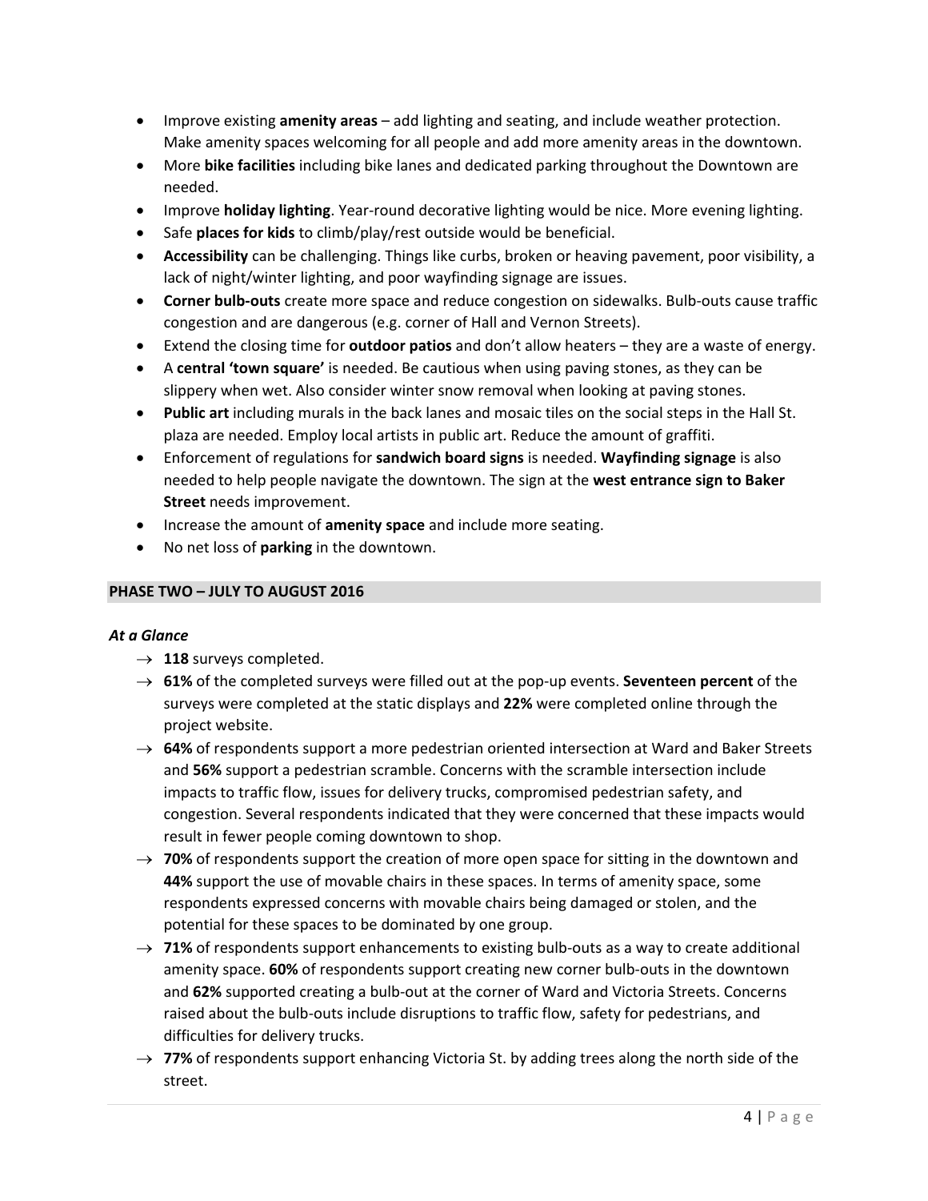- Improve existing **amenity areas** – add lighting and seating, and include weather protection. Make amenity spaces welcoming for all people and add more amenity areas in the downtown.
- More **bike facilities** including bike lanes and dedicated parking throughout the Downtown are needed.
- Improve **holiday lighting**. Year-round decorative lighting would be nice. More evening lighting.
- Safe **places for kids** to climb/play/rest outside would be beneficial.
- **Accessibility** can be challenging. Things like curbs, broken or heaving pavement, poor visibility, a lack of night/winter lighting, and poor wayfinding signage are issues.
- **Corner bulb-outs** create more space and reduce congestion on sidewalks. Bulb-outs cause traffic congestion and are dangerous (e.g. corner of Hall and Vernon Streets).
- Extend the closing time for **outdoor patios** and don't allow heaters – they are a waste of energy.
- A **central 'town square'** is needed. Be cautious when using paving stones, as they can be slippery when wet. Also consider winter snow removal when looking at paving stones.
- **Public art** including murals in the back lanes and mosaic tiles on the social steps in the Hall St. plaza are needed. Employ local artists in public art. Reduce the amount of graffiti.
- Enforcement of regulations for **sandwich board signs** is needed. **Wayfinding signage** is also needed to help people navigate the downtown. The sign at the **west entrance sign to Baker Street** needs improvement.
- Increase the amount of **amenity space** and include more seating.
- No net loss of **parking** in the downtown.

## PHASE TWO – JULY TO AUGUST 2016

### *At a Glance*

- → **118** surveys completed.
- → **61%** of the completed surveys were filled out at the pop-up events. **Seventeen percent** of the surveys were completed at the static displays and **22%** were completed online through the project website.
- → **64%** of respondents support a more pedestrian oriented intersection at Ward and Baker Streets and **56%** support a pedestrian scramble. Concerns with the scramble intersection include impacts to traffic flow, issues for delivery trucks, compromised pedestrian safety, and congestion. Several respondents indicated that they were concerned that these impacts would result in fewer people coming downtown to shop.
- → **70%** of respondents support the creation of more open space for sitting in the downtown and **44%** support the use of movable chairs in these spaces. In terms of amenity space, some respondents expressed concerns with movable chairs being damaged or stolen, and the potential for these spaces to be dominated by one group.
- → **71%** of respondents support enhancements to existing bulb-outs as a way to create additional amenity space. **60%** of respondents support creating new corner bulb-outs in the downtown and **62%** supported creating a bulb-out at the corner of Ward and Victoria Streets. Concerns raised about the bulb-outs include disruptions to traffic flow, safety for pedestrians, and difficulties for delivery trucks.
- → **77%** of respondents support enhancing Victoria St. by adding trees along the north side of the street.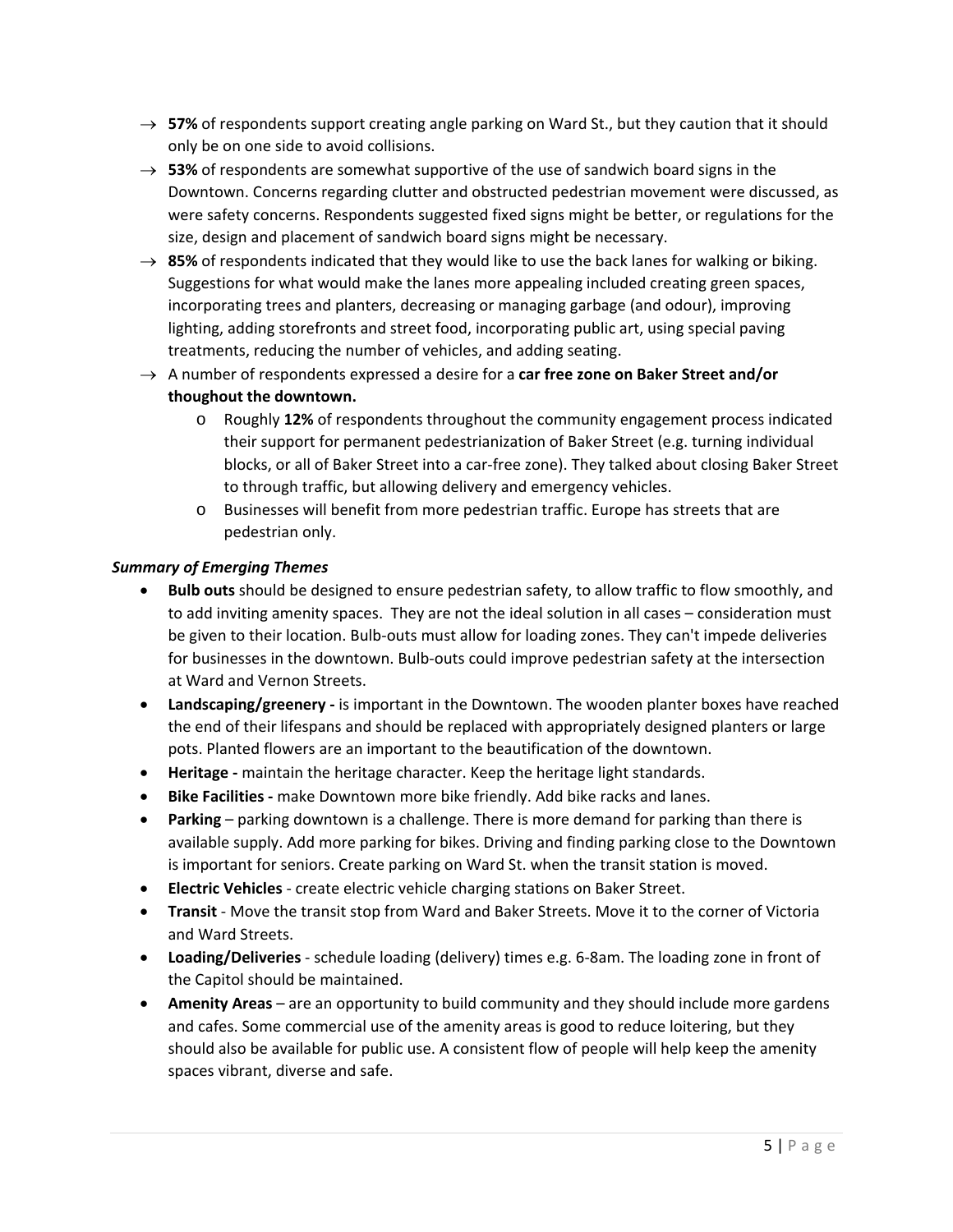- → **57%** of respondents support creating angle parking on Ward St., but they caution that it should only be on one side to avoid collisions.
- → **53%** of respondents are somewhat supportive of the use of sandwich board signs in the Downtown. Concerns regarding clutter and obstructed pedestrian movement were discussed, as were safety concerns. Respondents suggested fixed signs might be better, or regulations for the size, design and placement of sandwich board signs might be necessary.
- → **85%** of respondents indicated that they would like to use the back lanes for walking or biking. Suggestions for what would make the lanes more appealing included creating green spaces, incorporating trees and planters, decreasing or managing garbage (and odour), improving lighting, adding storefronts and street food, incorporating public art, using special paving treatments, reducing the number of vehicles, and adding seating.
- → A number of respondents expressed a desire for a **car free zone on Baker Street and/or thoughout the downtown.**
  - o Roughly **12%** of respondents throughout the community engagement process indicated their support for permanent pedestrianization of Baker Street (e.g. turning individual blocks, or all of Baker Street into a car-free zone). They talked about closing Baker Street to through traffic, but allowing delivery and emergency vehicles.
  - o Businesses will benefit from more pedestrian traffic. Europe has streets that are pedestrian only.

***Summary of Emerging Themes***

- **Bulb outs** should be designed to ensure pedestrian safety, to allow traffic to flow smoothly, and to add inviting amenity spaces. They are not the ideal solution in all cases – consideration must be given to their location. Bulb-outs must allow for loading zones. They can't impede deliveries for businesses in the downtown. Bulb-outs could improve pedestrian safety at the intersection at Ward and Vernon Streets.
- **Landscaping/greenery -** is important in the Downtown. The wooden planter boxes have reached the end of their lifespans and should be replaced with appropriately designed planters or large pots. Planted flowers are an important to the beautification of the downtown.
- **Heritage -** maintain the heritage character. Keep the heritage light standards.
- **Bike Facilities -** make Downtown more bike friendly. Add bike racks and lanes.
- **Parking** – parking downtown is a challenge. There is more demand for parking than there is available supply. Add more parking for bikes. Driving and finding parking close to the Downtown is important for seniors. Create parking on Ward St. when the transit station is moved.
- **Electric Vehicles** - create electric vehicle charging stations on Baker Street.
- **Transit** - Move the transit stop from Ward and Baker Streets. Move it to the corner of Victoria and Ward Streets.
- **Loading/Deliveries** - schedule loading (delivery) times e.g. 6-8am. The loading zone in front of the Capitol should be maintained.
- **Amenity Areas** – are an opportunity to build community and they should include more gardens and cafes. Some commercial use of the amenity areas is good to reduce loitering, but they should also be available for public use. A consistent flow of people will help keep the amenity spaces vibrant, diverse and safe.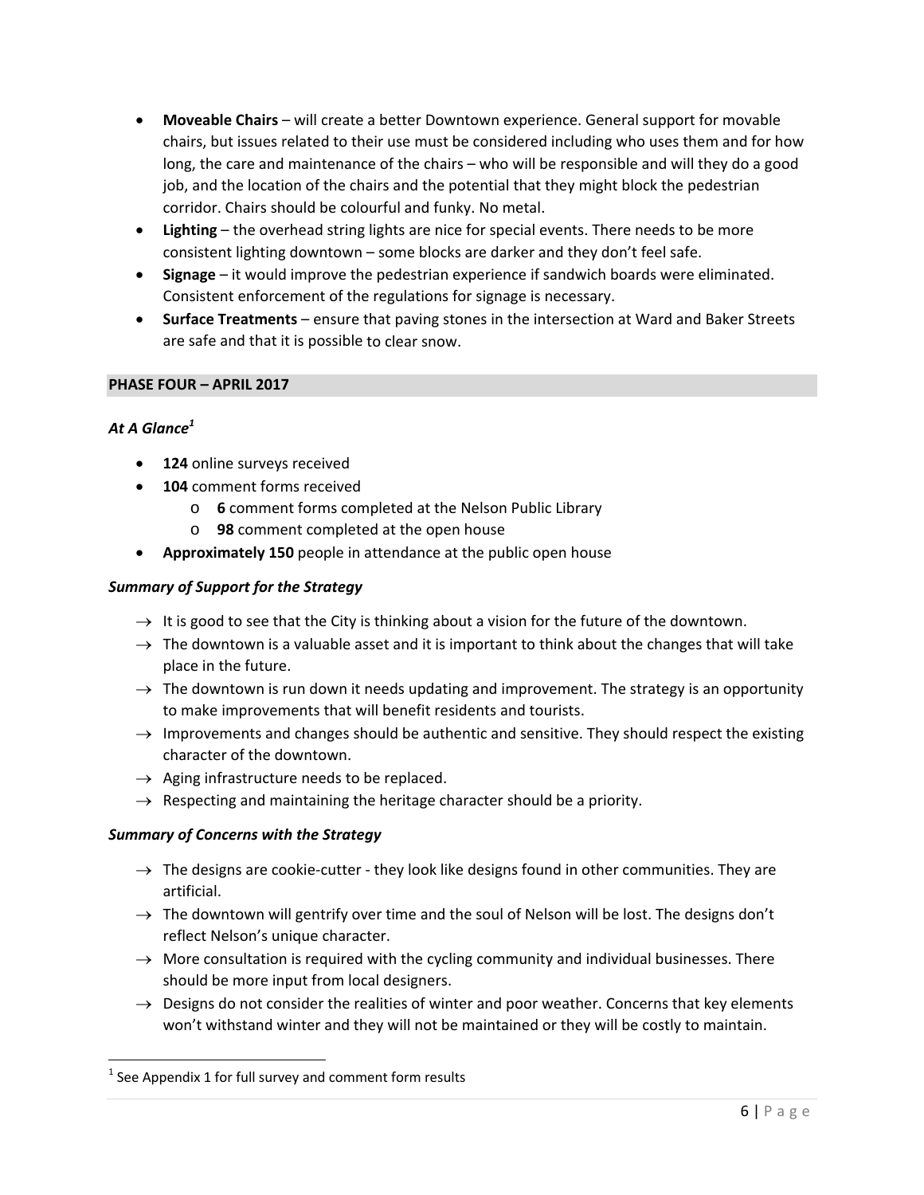- **Moveable Chairs** – will create a better Downtown experience. General support for movable chairs, but issues related to their use must be considered including who uses them and for how long, the care and maintenance of the chairs – who will be responsible and will they do a good job, and the location of the chairs and the potential that they might block the pedestrian corridor. Chairs should be colourful and funky. No metal.
- **Lighting** – the overhead string lights are nice for special events. There needs to be more consistent lighting downtown – some blocks are darker and they don't feel safe.
- **Signage** – it would improve the pedestrian experience if sandwich boards were eliminated. Consistent enforcement of the regulations for signage is necessary.
- **Surface Treatments** – ensure that paving stones in the intersection at Ward and Baker Streets are safe and that it is possible to clear snow.

## PHASE FOUR – APRIL 2017

### *At A Glance*[1]

- **124** online surveys received
- **104** comment forms received
  - **6** comment forms completed at the Nelson Public Library
  - **98** comment completed at the open house
- **Approximately 150** people in attendance at the public open house

### *Summary of Support for the Strategy*

→ It is good to see that the City is thinking about a vision for the future of the downtown.

→ The downtown is a valuable asset and it is important to think about the changes that will take place in the future.

→ The downtown is run down it needs updating and improvement. The strategy is an opportunity to make improvements that will benefit residents and tourists.

→ Improvements and changes should be authentic and sensitive. They should respect the existing character of the downtown.

→ Aging infrastructure needs to be replaced.

→ Respecting and maintaining the heritage character should be a priority.

### *Summary of Concerns with the Strategy*

→ The designs are cookie-cutter - they look like designs found in other communities. They are artificial.

→ The downtown will gentrify over time and the soul of Nelson will be lost. The designs don't reflect Nelson's unique character.

→ More consultation is required with the cycling community and individual businesses. There should be more input from local designers.

→ Designs do not consider the realities of winter and poor weather. Concerns that key elements won't withstand winter and they will not be maintained or they will be costly to maintain.

[1] See Appendix 1 for full survey and comment form results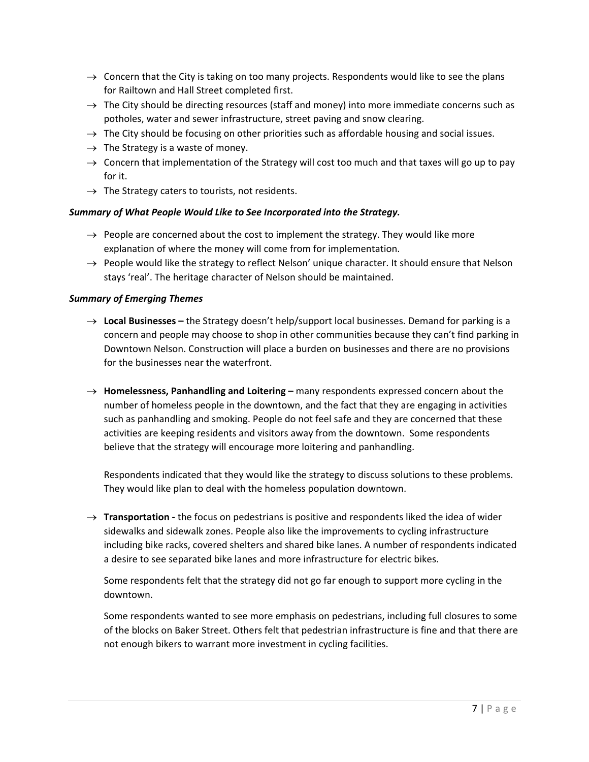- → Concern that the City is taking on too many projects. Respondents would like to see the plans for Railtown and Hall Street completed first.
- → The City should be directing resources (staff and money) into more immediate concerns such as potholes, water and sewer infrastructure, street paving and snow clearing.
- → The City should be focusing on other priorities such as affordable housing and social issues.
- → The Strategy is a waste of money.
- → Concern that implementation of the Strategy will cost too much and that taxes will go up to pay for it.
- → The Strategy caters to tourists, not residents.

***Summary of What People Would Like to See Incorporated into the Strategy.***

- → People are concerned about the cost to implement the strategy. They would like more explanation of where the money will come from for implementation.
- → People would like the strategy to reflect Nelson' unique character. It should ensure that Nelson stays 'real'. The heritage character of Nelson should be maintained.

***Summary of Emerging Themes***

- → **Local Businesses –** the Strategy doesn't help/support local businesses. Demand for parking is a concern and people may choose to shop in other communities because they can't find parking in Downtown Nelson. Construction will place a burden on businesses and there are no provisions for the businesses near the waterfront.

- → **Homelessness, Panhandling and Loitering –** many respondents expressed concern about the number of homeless people in the downtown, and the fact that they are engaging in activities such as panhandling and smoking. People do not feel safe and they are concerned that these activities are keeping residents and visitors away from the downtown. Some respondents believe that the strategy will encourage more loitering and panhandling.

  Respondents indicated that they would like the strategy to discuss solutions to these problems. They would like plan to deal with the homeless population downtown.

- → **Transportation -** the focus on pedestrians is positive and respondents liked the idea of wider sidewalks and sidewalk zones. People also like the improvements to cycling infrastructure including bike racks, covered shelters and shared bike lanes. A number of respondents indicated a desire to see separated bike lanes and more infrastructure for electric bikes.

  Some respondents felt that the strategy did not go far enough to support more cycling in the downtown.

  Some respondents wanted to see more emphasis on pedestrians, including full closures to some of the blocks on Baker Street. Others felt that pedestrian infrastructure is fine and that there are not enough bikers to warrant more investment in cycling facilities.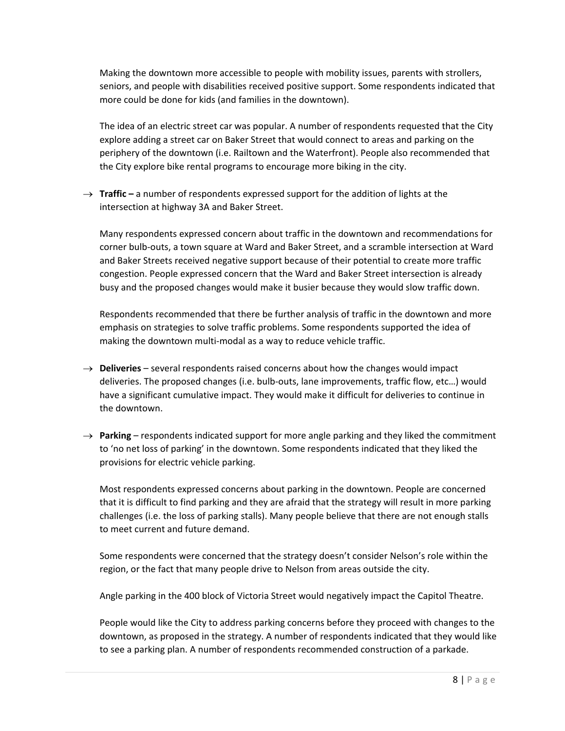Making the downtown more accessible to people with mobility issues, parents with strollers, seniors, and people with disabilities received positive support. Some respondents indicated that more could be done for kids (and families in the downtown).

The idea of an electric street car was popular. A number of respondents requested that the City explore adding a street car on Baker Street that would connect to areas and parking on the periphery of the downtown (i.e. Railtown and the Waterfront). People also recommended that the City explore bike rental programs to encourage more biking in the city.

→ **Traffic –** a number of respondents expressed support for the addition of lights at the intersection at highway 3A and Baker Street.

Many respondents expressed concern about traffic in the downtown and recommendations for corner bulb-outs, a town square at Ward and Baker Street, and a scramble intersection at Ward and Baker Streets received negative support because of their potential to create more traffic congestion. People expressed concern that the Ward and Baker Street intersection is already busy and the proposed changes would make it busier because they would slow traffic down.

Respondents recommended that there be further analysis of traffic in the downtown and more emphasis on strategies to solve traffic problems. Some respondents supported the idea of making the downtown multi-modal as a way to reduce vehicle traffic.

→ **Deliveries** – several respondents raised concerns about how the changes would impact deliveries. The proposed changes (i.e. bulb-outs, lane improvements, traffic flow, etc…) would have a significant cumulative impact. They would make it difficult for deliveries to continue in the downtown.

→ **Parking** – respondents indicated support for more angle parking and they liked the commitment to 'no net loss of parking' in the downtown. Some respondents indicated that they liked the provisions for electric vehicle parking.

Most respondents expressed concerns about parking in the downtown. People are concerned that it is difficult to find parking and they are afraid that the strategy will result in more parking challenges (i.e. the loss of parking stalls). Many people believe that there are not enough stalls to meet current and future demand.

Some respondents were concerned that the strategy doesn't consider Nelson's role within the region, or the fact that many people drive to Nelson from areas outside the city.

Angle parking in the 400 block of Victoria Street would negatively impact the Capitol Theatre.

People would like the City to address parking concerns before they proceed with changes to the downtown, as proposed in the strategy. A number of respondents indicated that they would like to see a parking plan. A number of respondents recommended construction of a parkade.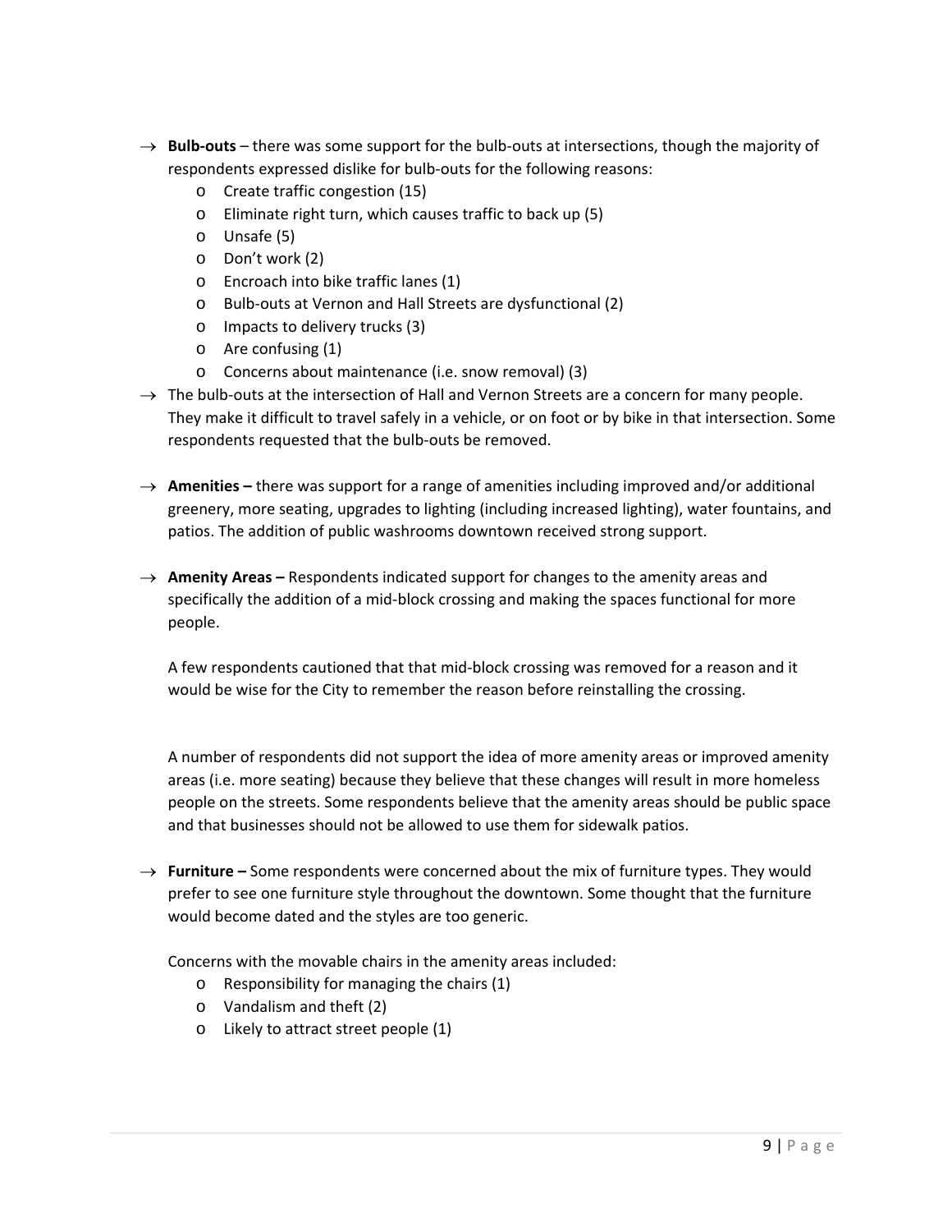- **Bulb-outs** – there was some support for the bulb-outs at intersections, though the majority of respondents expressed dislike for bulb-outs for the following reasons:
  - Create traffic congestion (15)
  - Eliminate right turn, which causes traffic to back up (5)
  - Unsafe (5)
  - Don't work (2)
  - Encroach into bike traffic lanes (1)
  - Bulb-outs at Vernon and Hall Streets are dysfunctional (2)
  - Impacts to delivery trucks (3)
  - Are confusing (1)
  - Concerns about maintenance (i.e. snow removal) (3)
- The bulb-outs at the intersection of Hall and Vernon Streets are a concern for many people. They make it difficult to travel safely in a vehicle, or on foot or by bike in that intersection. Some respondents requested that the bulb-outs be removed.

- **Amenities –** there was support for a range of amenities including improved and/or additional greenery, more seating, upgrades to lighting (including increased lighting), water fountains, and patios. The addition of public washrooms downtown received strong support.

- **Amenity Areas –** Respondents indicated support for changes to the amenity areas and specifically the addition of a mid-block crossing and making the spaces functional for more people.

  A few respondents cautioned that that mid-block crossing was removed for a reason and it would be wise for the City to remember the reason before reinstalling the crossing.

  A number of respondents did not support the idea of more amenity areas or improved amenity areas (i.e. more seating) because they believe that these changes will result in more homeless people on the streets. Some respondents believe that the amenity areas should be public space and that businesses should not be allowed to use them for sidewalk patios.

- **Furniture –** Some respondents were concerned about the mix of furniture types. They would prefer to see one furniture style throughout the downtown. Some thought that the furniture would become dated and the styles are too generic.

  Concerns with the movable chairs in the amenity areas included:
  - Responsibility for managing the chairs (1)
  - Vandalism and theft (2)
  - Likely to attract street people (1)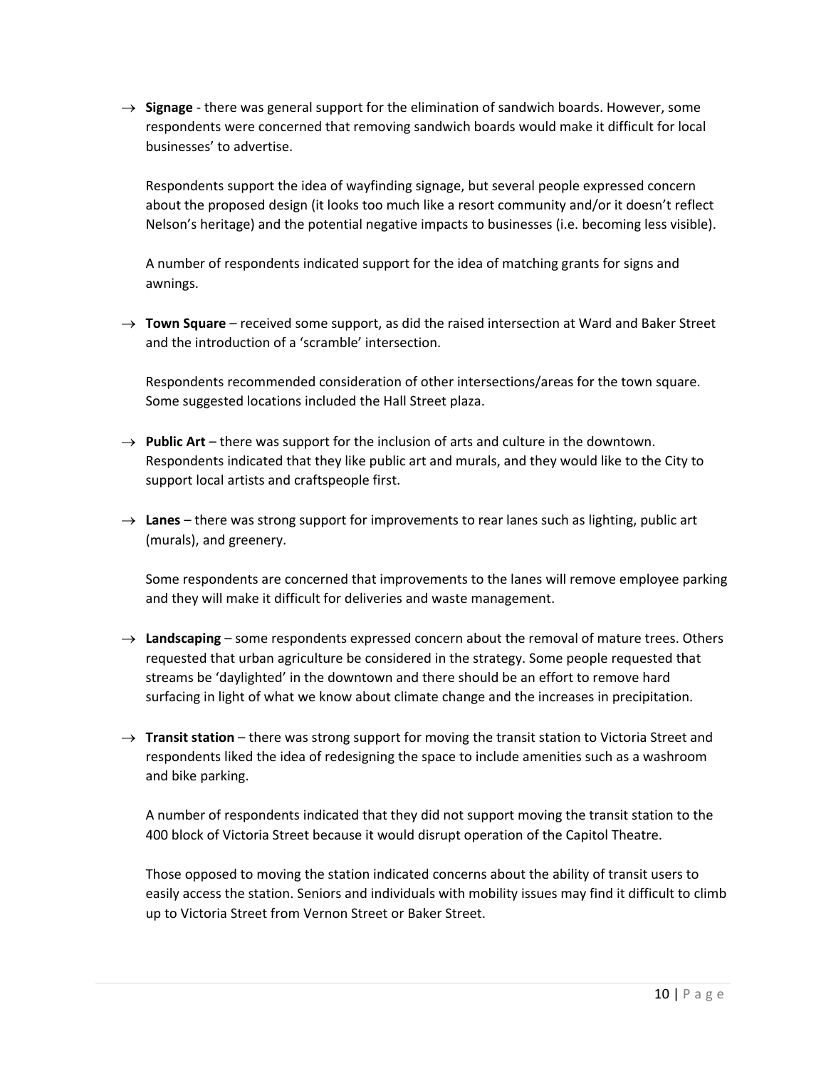→ **Signage** - there was general support for the elimination of sandwich boards. However, some respondents were concerned that removing sandwich boards would make it difficult for local businesses' to advertise.

  Respondents support the idea of wayfinding signage, but several people expressed concern about the proposed design (it looks too much like a resort community and/or it doesn't reflect Nelson's heritage) and the potential negative impacts to businesses (i.e. becoming less visible).

  A number of respondents indicated support for the idea of matching grants for signs and awnings.

→ **Town Square** – received some support, as did the raised intersection at Ward and Baker Street and the introduction of a 'scramble' intersection.

  Respondents recommended consideration of other intersections/areas for the town square. Some suggested locations included the Hall Street plaza.

→ **Public Art** – there was support for the inclusion of arts and culture in the downtown. Respondents indicated that they like public art and murals, and they would like to the City to support local artists and craftspeople first.

→ **Lanes** – there was strong support for improvements to rear lanes such as lighting, public art (murals), and greenery.

  Some respondents are concerned that improvements to the lanes will remove employee parking and they will make it difficult for deliveries and waste management.

→ **Landscaping** – some respondents expressed concern about the removal of mature trees. Others requested that urban agriculture be considered in the strategy. Some people requested that streams be 'daylighted' in the downtown and there should be an effort to remove hard surfacing in light of what we know about climate change and the increases in precipitation.

→ **Transit station** – there was strong support for moving the transit station to Victoria Street and respondents liked the idea of redesigning the space to include amenities such as a washroom and bike parking.

  A number of respondents indicated that they did not support moving the transit station to the 400 block of Victoria Street because it would disrupt operation of the Capitol Theatre.

  Those opposed to moving the station indicated concerns about the ability of transit users to easily access the station. Seniors and individuals with mobility issues may find it difficult to climb up to Victoria Street from Vernon Street or Baker Street.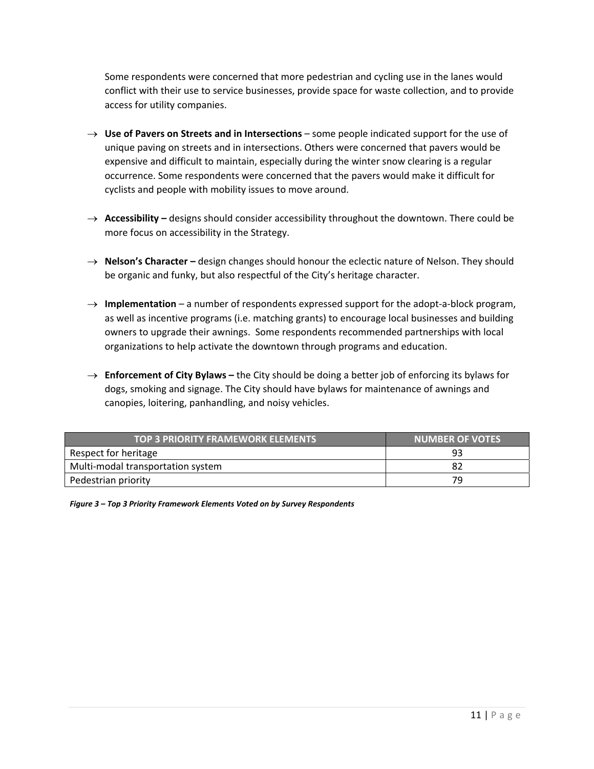Some respondents were concerned that more pedestrian and cycling use in the lanes would conflict with their use to service businesses, provide space for waste collection, and to provide access for utility companies.

→ **Use of Pavers on Streets and in Intersections** – some people indicated support for the use of unique paving on streets and in intersections. Others were concerned that pavers would be expensive and difficult to maintain, especially during the winter snow clearing is a regular occurrence. Some respondents were concerned that the pavers would make it difficult for cyclists and people with mobility issues to move around.

→ **Accessibility –** designs should consider accessibility throughout the downtown. There could be more focus on accessibility in the Strategy.

→ **Nelson's Character –** design changes should honour the eclectic nature of Nelson. They should be organic and funky, but also respectful of the City's heritage character.

→ **Implementation** – a number of respondents expressed support for the adopt-a-block program, as well as incentive programs (i.e. matching grants) to encourage local businesses and building owners to upgrade their awnings. Some respondents recommended partnerships with local organizations to help activate the downtown through programs and education.

→ **Enforcement of City Bylaws –** the City should be doing a better job of enforcing its bylaws for dogs, smoking and signage. The City should have bylaws for maintenance of awnings and canopies, loitering, panhandling, and noisy vehicles.

| TOP 3 PRIORITY FRAMEWORK ELEMENTS | NUMBER OF VOTES |
| --- | --- |
| Respect for heritage | 93 |
| Multi-modal transportation system | 82 |
| Pedestrian priority | 79 |

*Figure 3 – Top 3 Priority Framework Elements Voted on by Survey Respondents*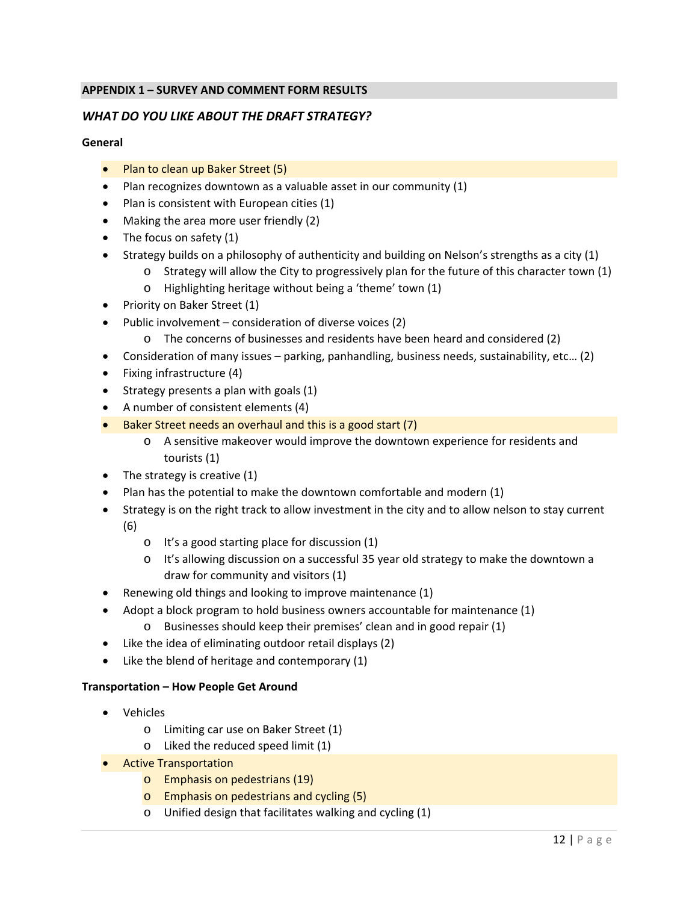## APPENDIX 1 – SURVEY AND COMMENT FORM RESULTS

### *WHAT DO YOU LIKE ABOUT THE DRAFT STRATEGY?*

**General**

- Plan to clean up Baker Street (5)
- Plan recognizes downtown as a valuable asset in our community (1)
- Plan is consistent with European cities (1)
- Making the area more user friendly (2)
- The focus on safety (1)
- Strategy builds on a philosophy of authenticity and building on Nelson's strengths as a city (1)
  - Strategy will allow the City to progressively plan for the future of this character town (1)
  - Highlighting heritage without being a 'theme' town (1)
- Priority on Baker Street (1)
- Public involvement – consideration of diverse voices (2)
  - The concerns of businesses and residents have been heard and considered (2)
- Consideration of many issues – parking, panhandling, business needs, sustainability, etc… (2)
- Fixing infrastructure (4)
- Strategy presents a plan with goals (1)
- A number of consistent elements (4)
- Baker Street needs an overhaul and this is a good start (7)
  - A sensitive makeover would improve the downtown experience for residents and tourists (1)
- The strategy is creative (1)
- Plan has the potential to make the downtown comfortable and modern (1)
- Strategy is on the right track to allow investment in the city and to allow nelson to stay current (6)
  - It's a good starting place for discussion (1)
  - It's allowing discussion on a successful 35 year old strategy to make the downtown a draw for community and visitors (1)
- Renewing old things and looking to improve maintenance (1)
- Adopt a block program to hold business owners accountable for maintenance (1)
  - Businesses should keep their premises' clean and in good repair (1)
- Like the idea of eliminating outdoor retail displays (2)
- Like the blend of heritage and contemporary (1)

**Transportation – How People Get Around**

- Vehicles
  - Limiting car use on Baker Street (1)
  - Liked the reduced speed limit (1)
- Active Transportation
  - Emphasis on pedestrians (19)
  - Emphasis on pedestrians and cycling (5)
  - Unified design that facilitates walking and cycling (1)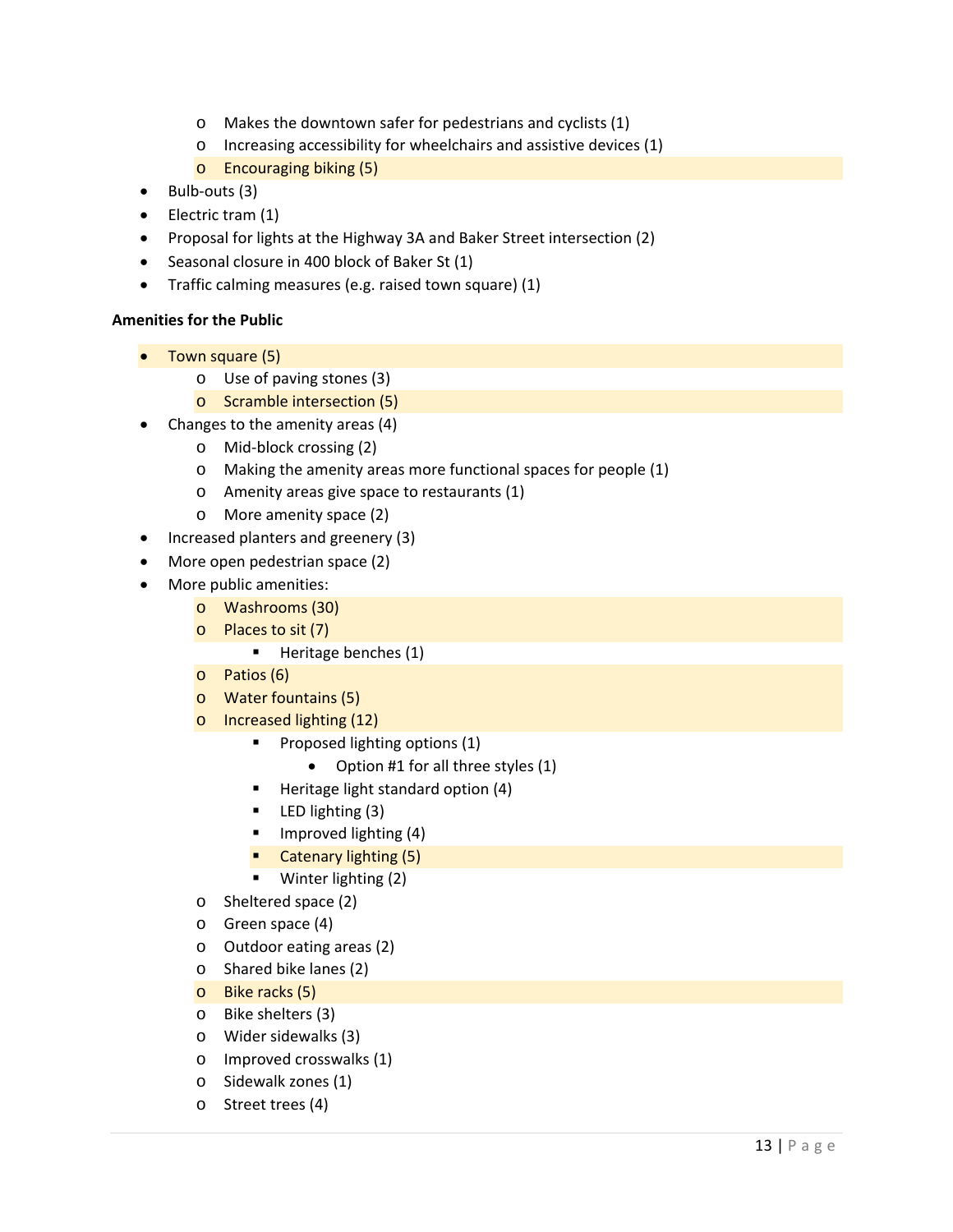- Makes the downtown safer for pedestrians and cyclists (1)
  - Increasing accessibility for wheelchairs and assistive devices (1)
  - Encouraging biking (5)
- Bulb-outs (3)
- Electric tram (1)
- Proposal for lights at the Highway 3A and Baker Street intersection (2)
- Seasonal closure in 400 block of Baker St (1)
- Traffic calming measures (e.g. raised town square) (1)

**Amenities for the Public**

- Town square (5)
  - Use of paving stones (3)
  - Scramble intersection (5)
- Changes to the amenity areas (4)
  - Mid-block crossing (2)
  - Making the amenity areas more functional spaces for people (1)
  - Amenity areas give space to restaurants (1)
  - More amenity space (2)
- Increased planters and greenery (3)
- More open pedestrian space (2)
- More public amenities:
  - Washrooms (30)
  - Places to sit (7)
    - Heritage benches (1)
  - Patios (6)
  - Water fountains (5)
  - Increased lighting (12)
    - Proposed lighting options (1)
      - Option #1 for all three styles (1)
    - Heritage light standard option (4)
    - LED lighting (3)
    - Improved lighting (4)
    - Catenary lighting (5)
    - Winter lighting (2)
  - Sheltered space (2)
  - Green space (4)
  - Outdoor eating areas (2)
  - Shared bike lanes (2)
  - Bike racks (5)
  - Bike shelters (3)
  - Wider sidewalks (3)
  - Improved crosswalks (1)
  - Sidewalk zones (1)
  - Street trees (4)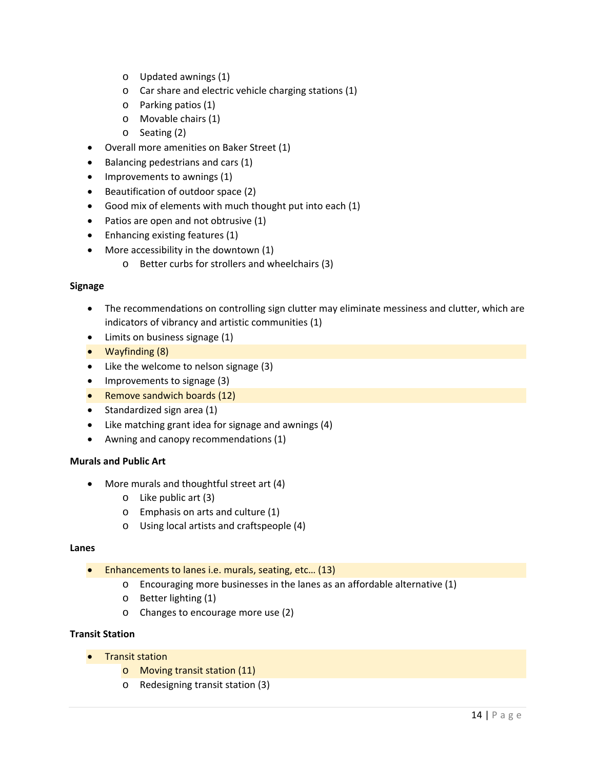- Updated awnings (1)
  - Car share and electric vehicle charging stations (1)
  - Parking patios (1)
  - Movable chairs (1)
  - Seating (2)
- Overall more amenities on Baker Street (1)
- Balancing pedestrians and cars (1)
- Improvements to awnings (1)
- Beautification of outdoor space (2)
- Good mix of elements with much thought put into each (1)
- Patios are open and not obtrusive (1)
- Enhancing existing features (1)
- More accessibility in the downtown (1)
  - Better curbs for strollers and wheelchairs (3)

**Signage**

- The recommendations on controlling sign clutter may eliminate messiness and clutter, which are indicators of vibrancy and artistic communities (1)
- Limits on business signage (1)
- Wayfinding (8)
- Like the welcome to nelson signage (3)
- Improvements to signage (3)
- Remove sandwich boards (12)
- Standardized sign area (1)
- Like matching grant idea for signage and awnings (4)
- Awning and canopy recommendations (1)

**Murals and Public Art**

- More murals and thoughtful street art (4)
  - Like public art (3)
  - Emphasis on arts and culture (1)
  - Using local artists and craftspeople (4)

**Lanes**

- Enhancements to lanes i.e. murals, seating, etc… (13)
  - Encouraging more businesses in the lanes as an affordable alternative (1)
  - Better lighting (1)
  - Changes to encourage more use (2)

**Transit Station**

- Transit station
  - Moving transit station (11)
  - Redesigning transit station (3)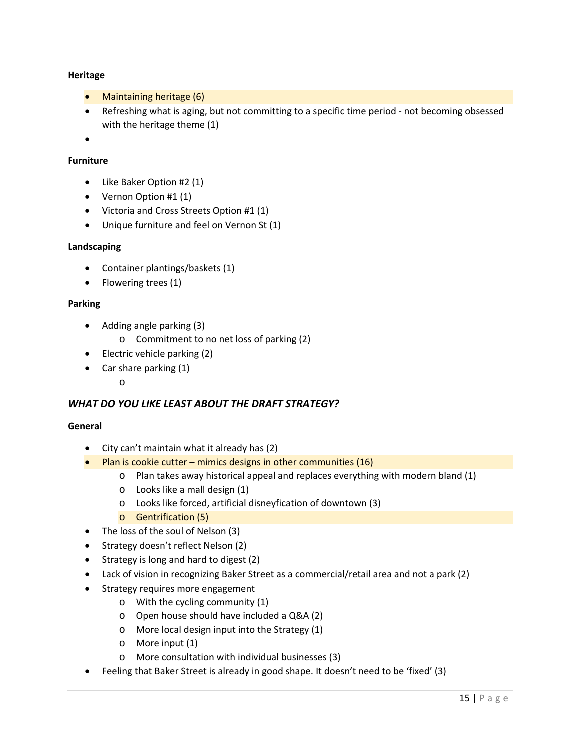**Heritage**

- Maintaining heritage (6)
- Refreshing what is aging, but not committing to a specific time period - not becoming obsessed with the heritage theme (1)

**Furniture**

- Like Baker Option #2 (1)
- Vernon Option #1 (1)
- Victoria and Cross Streets Option #1 (1)
- Unique furniture and feel on Vernon St (1)

**Landscaping**

- Container plantings/baskets (1)
- Flowering trees (1)

**Parking**

- Adding angle parking (3)
  - Commitment to no net loss of parking (2)
- Electric vehicle parking (2)
- Car share parking (1)

***WHAT DO YOU LIKE LEAST ABOUT THE DRAFT STRATEGY?***

**General**

- City can't maintain what it already has (2)
- Plan is cookie cutter – mimics designs in other communities (16)
  - Plan takes away historical appeal and replaces everything with modern bland (1)
  - Looks like a mall design (1)
  - Looks like forced, artificial disneyfication of downtown (3)
  - Gentrification (5)
- The loss of the soul of Nelson (3)
- Strategy doesn't reflect Nelson (2)
- Strategy is long and hard to digest (2)
- Lack of vision in recognizing Baker Street as a commercial/retail area and not a park (2)
- Strategy requires more engagement
  - With the cycling community (1)
  - Open house should have included a Q&A (2)
  - More local design input into the Strategy (1)
  - More input (1)
  - More consultation with individual businesses (3)
- Feeling that Baker Street is already in good shape. It doesn't need to be 'fixed' (3)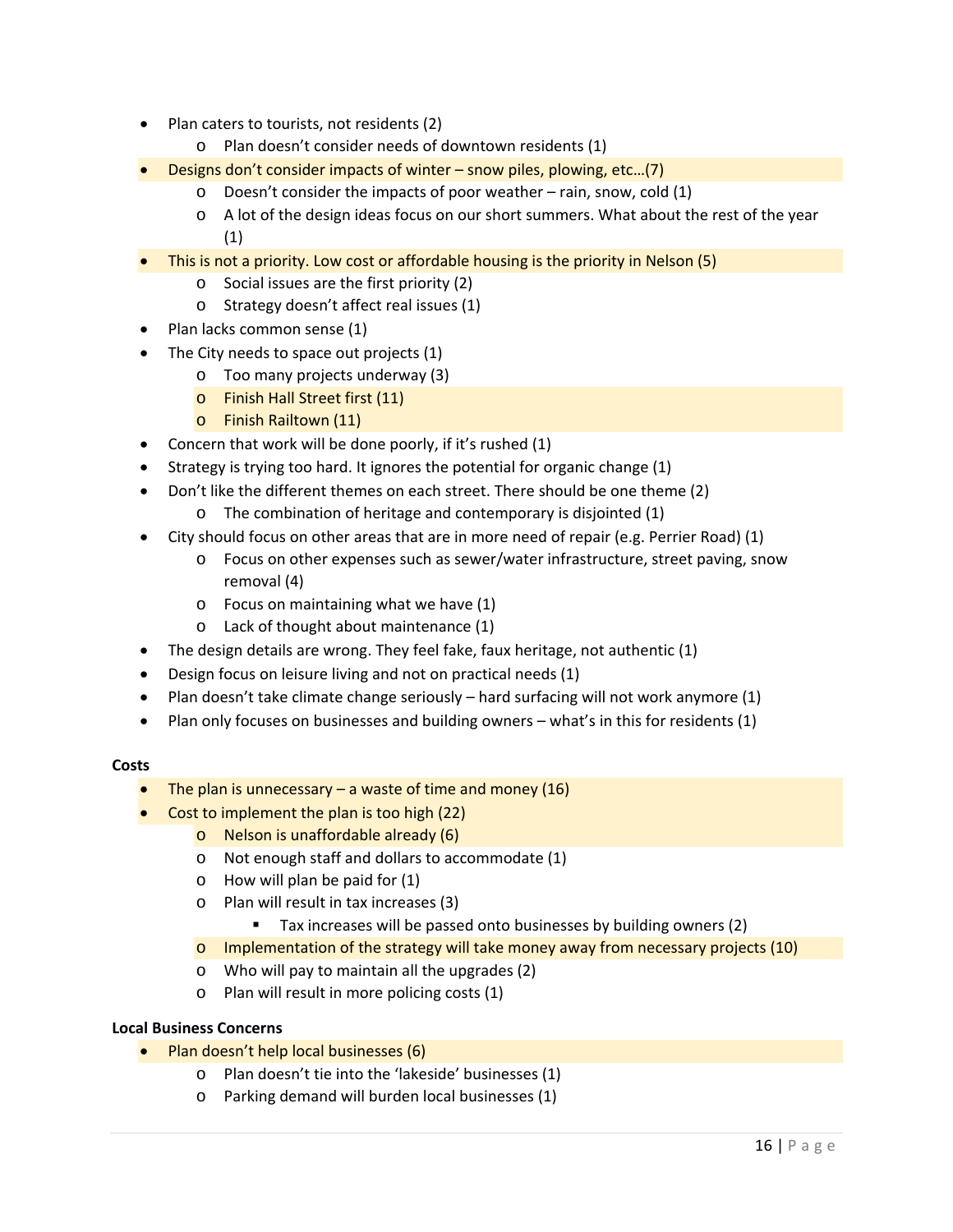- Plan caters to tourists, not residents (2)
  - Plan doesn't consider needs of downtown residents (1)
- Designs don't consider impacts of winter – snow piles, plowing, etc…(7)
  - Doesn't consider the impacts of poor weather – rain, snow, cold (1)
  - A lot of the design ideas focus on our short summers. What about the rest of the year (1)
- This is not a priority. Low cost or affordable housing is the priority in Nelson (5)
  - Social issues are the first priority (2)
  - Strategy doesn't affect real issues (1)
- Plan lacks common sense (1)
- The City needs to space out projects (1)
  - Too many projects underway (3)
  - Finish Hall Street first (11)
  - Finish Railtown (11)
- Concern that work will be done poorly, if it's rushed (1)
- Strategy is trying too hard. It ignores the potential for organic change (1)
- Don't like the different themes on each street. There should be one theme (2)
  - The combination of heritage and contemporary is disjointed (1)
- City should focus on other areas that are in more need of repair (e.g. Perrier Road) (1)
  - Focus on other expenses such as sewer/water infrastructure, street paving, snow removal (4)
  - Focus on maintaining what we have (1)
  - Lack of thought about maintenance (1)
- The design details are wrong. They feel fake, faux heritage, not authentic (1)
- Design focus on leisure living and not on practical needs (1)
- Plan doesn't take climate change seriously – hard surfacing will not work anymore (1)
- Plan only focuses on businesses and building owners – what's in this for residents (1)

**Costs**

- The plan is unnecessary – a waste of time and money (16)
- Cost to implement the plan is too high (22)
  - Nelson is unaffordable already (6)
  - Not enough staff and dollars to accommodate (1)
  - How will plan be paid for (1)
  - Plan will result in tax increases (3)
    - Tax increases will be passed onto businesses by building owners (2)
  - Implementation of the strategy will take money away from necessary projects (10)
  - Who will pay to maintain all the upgrades (2)
  - Plan will result in more policing costs (1)

**Local Business Concerns**

- Plan doesn't help local businesses (6)
  - Plan doesn't tie into the 'lakeside' businesses (1)
  - Parking demand will burden local businesses (1)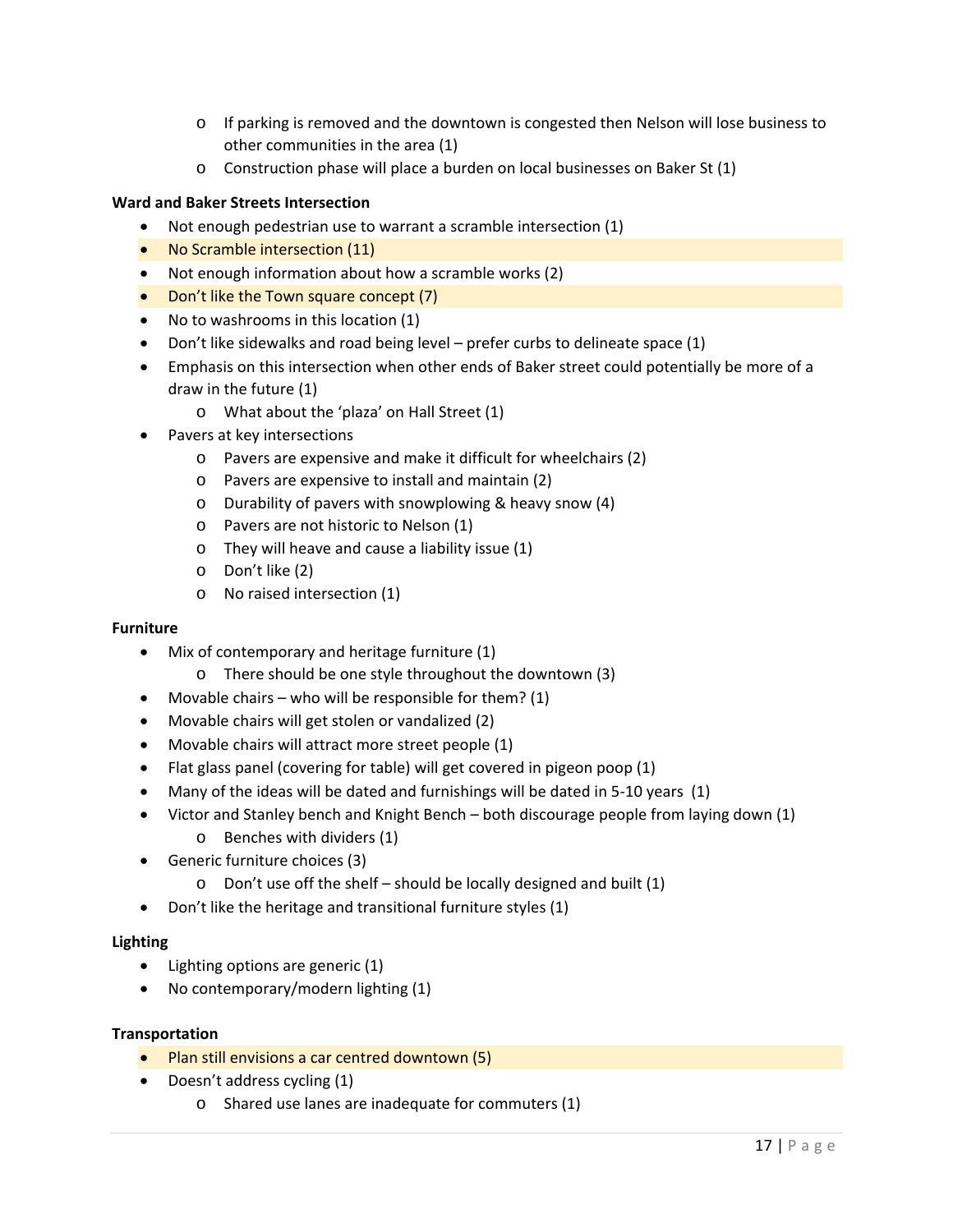- If parking is removed and the downtown is congested then Nelson will lose business to other communities in the area (1)
  - Construction phase will place a burden on local businesses on Baker St (1)

**Ward and Baker Streets Intersection**

- Not enough pedestrian use to warrant a scramble intersection (1)
- No Scramble intersection (11)
- Not enough information about how a scramble works (2)
- Don't like the Town square concept (7)
- No to washrooms in this location (1)
- Don't like sidewalks and road being level – prefer curbs to delineate space (1)
- Emphasis on this intersection when other ends of Baker street could potentially be more of a draw in the future (1)
  - What about the 'plaza' on Hall Street (1)
- Pavers at key intersections
  - Pavers are expensive and make it difficult for wheelchairs (2)
  - Pavers are expensive to install and maintain (2)
  - Durability of pavers with snowplowing & heavy snow (4)
  - Pavers are not historic to Nelson (1)
  - They will heave and cause a liability issue (1)
  - Don't like (2)
  - No raised intersection (1)

**Furniture**

- Mix of contemporary and heritage furniture (1)
  - There should be one style throughout the downtown (3)
- Movable chairs – who will be responsible for them? (1)
- Movable chairs will get stolen or vandalized (2)
- Movable chairs will attract more street people (1)
- Flat glass panel (covering for table) will get covered in pigeon poop (1)
- Many of the ideas will be dated and furnishings will be dated in 5-10 years (1)
- Victor and Stanley bench and Knight Bench – both discourage people from laying down (1)
  - Benches with dividers (1)
- Generic furniture choices (3)
  - Don't use off the shelf – should be locally designed and built (1)
- Don't like the heritage and transitional furniture styles (1)

**Lighting**

- Lighting options are generic (1)
- No contemporary/modern lighting (1)

**Transportation**

- Plan still envisions a car centred downtown (5)
- Doesn't address cycling (1)
  - Shared use lanes are inadequate for commuters (1)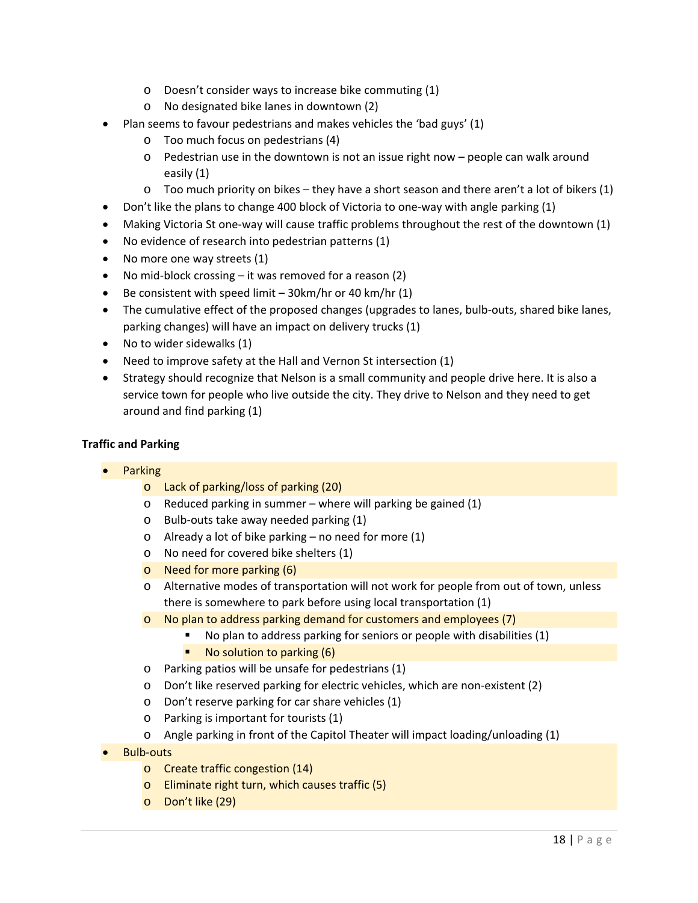- Doesn't consider ways to increase bike commuting (1)
    - No designated bike lanes in downtown (2)
- Plan seems to favour pedestrians and makes vehicles the 'bad guys' (1)
    - Too much focus on pedestrians (4)
    - Pedestrian use in the downtown is not an issue right now – people can walk around easily (1)
    - Too much priority on bikes – they have a short season and there aren't a lot of bikers (1)
- Don't like the plans to change 400 block of Victoria to one-way with angle parking (1)
- Making Victoria St one-way will cause traffic problems throughout the rest of the downtown (1)
- No evidence of research into pedestrian patterns (1)
- No more one way streets (1)
- No mid-block crossing – it was removed for a reason (2)
- Be consistent with speed limit – 30km/hr or 40 km/hr (1)
- The cumulative effect of the proposed changes (upgrades to lanes, bulb-outs, shared bike lanes, parking changes) will have an impact on delivery trucks (1)
- No to wider sidewalks (1)
- Need to improve safety at the Hall and Vernon St intersection (1)
- Strategy should recognize that Nelson is a small community and people drive here. It is also a service town for people who live outside the city. They drive to Nelson and they need to get around and find parking (1)

**Traffic and Parking**

- Parking
    - Lack of parking/loss of parking (20)
    - Reduced parking in summer – where will parking be gained (1)
    - Bulb-outs take away needed parking (1)
    - Already a lot of bike parking – no need for more (1)
    - No need for covered bike shelters (1)
    - Need for more parking (6)
    - Alternative modes of transportation will not work for people from out of town, unless there is somewhere to park before using local transportation (1)
    - No plan to address parking demand for customers and employees (7)
        - No plan to address parking for seniors or people with disabilities (1)
        - No solution to parking (6)
    - Parking patios will be unsafe for pedestrians (1)
    - Don't like reserved parking for electric vehicles, which are non-existent (2)
    - Don't reserve parking for car share vehicles (1)
    - Parking is important for tourists (1)
    - Angle parking in front of the Capitol Theater will impact loading/unloading (1)
- Bulb-outs
    - Create traffic congestion (14)
    - Eliminate right turn, which causes traffic (5)
    - Don't like (29)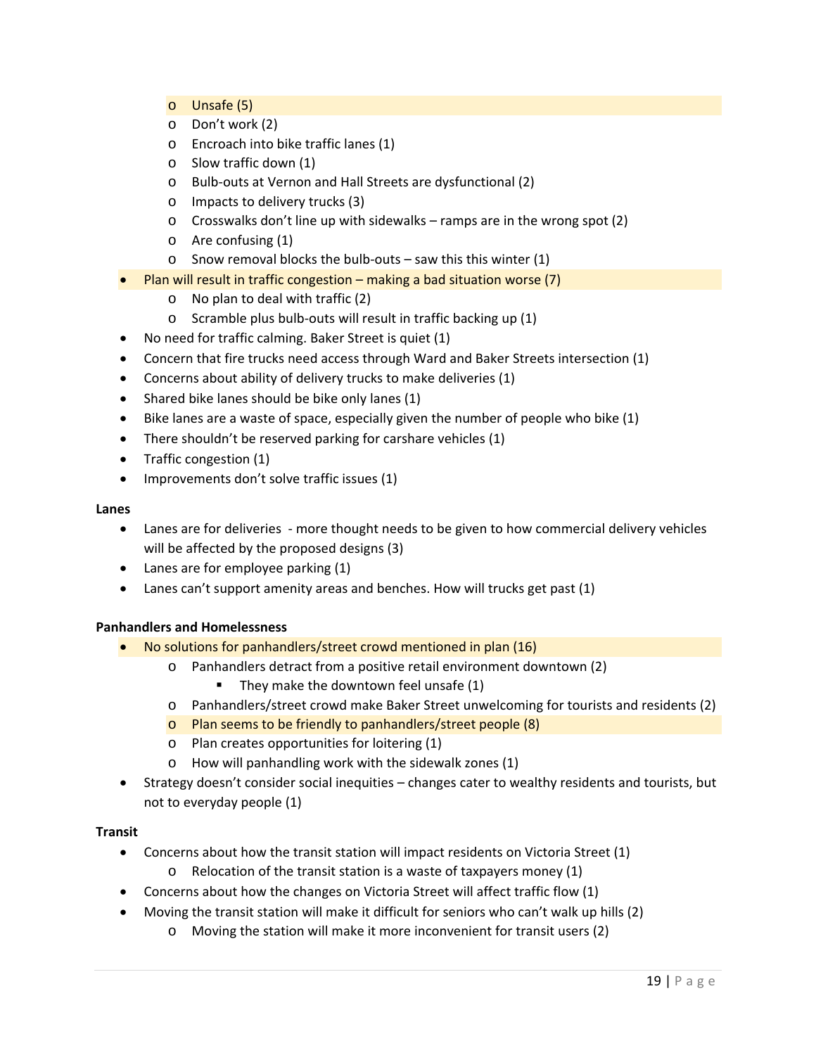- Unsafe (5)
  - Don't work (2)
  - Encroach into bike traffic lanes (1)
  - Slow traffic down (1)
  - Bulb-outs at Vernon and Hall Streets are dysfunctional (2)
  - Impacts to delivery trucks (3)
  - Crosswalks don't line up with sidewalks – ramps are in the wrong spot (2)
  - Are confusing (1)
  - Snow removal blocks the bulb-outs – saw this this winter (1)
- Plan will result in traffic congestion – making a bad situation worse (7)
  - No plan to deal with traffic (2)
  - Scramble plus bulb-outs will result in traffic backing up (1)
- No need for traffic calming. Baker Street is quiet (1)
- Concern that fire trucks need access through Ward and Baker Streets intersection (1)
- Concerns about ability of delivery trucks to make deliveries (1)
- Shared bike lanes should be bike only lanes (1)
- Bike lanes are a waste of space, especially given the number of people who bike (1)
- There shouldn't be reserved parking for carshare vehicles (1)
- Traffic congestion (1)
- Improvements don't solve traffic issues (1)

**Lanes**

- Lanes are for deliveries - more thought needs to be given to how commercial delivery vehicles will be affected by the proposed designs (3)
- Lanes are for employee parking (1)
- Lanes can't support amenity areas and benches. How will trucks get past (1)

**Panhandlers and Homelessness**

- No solutions for panhandlers/street crowd mentioned in plan (16)
  - Panhandlers detract from a positive retail environment downtown (2)
    - They make the downtown feel unsafe (1)
  - Panhandlers/street crowd make Baker Street unwelcoming for tourists and residents (2)
  - Plan seems to be friendly to panhandlers/street people (8)
  - Plan creates opportunities for loitering (1)
  - How will panhandling work with the sidewalk zones (1)
- Strategy doesn't consider social inequities – changes cater to wealthy residents and tourists, but not to everyday people (1)

**Transit**

- Concerns about how the transit station will impact residents on Victoria Street (1)
  - Relocation of the transit station is a waste of taxpayers money (1)
- Concerns about how the changes on Victoria Street will affect traffic flow (1)
- Moving the transit station will make it difficult for seniors who can't walk up hills (2)
  - Moving the station will make it more inconvenient for transit users (2)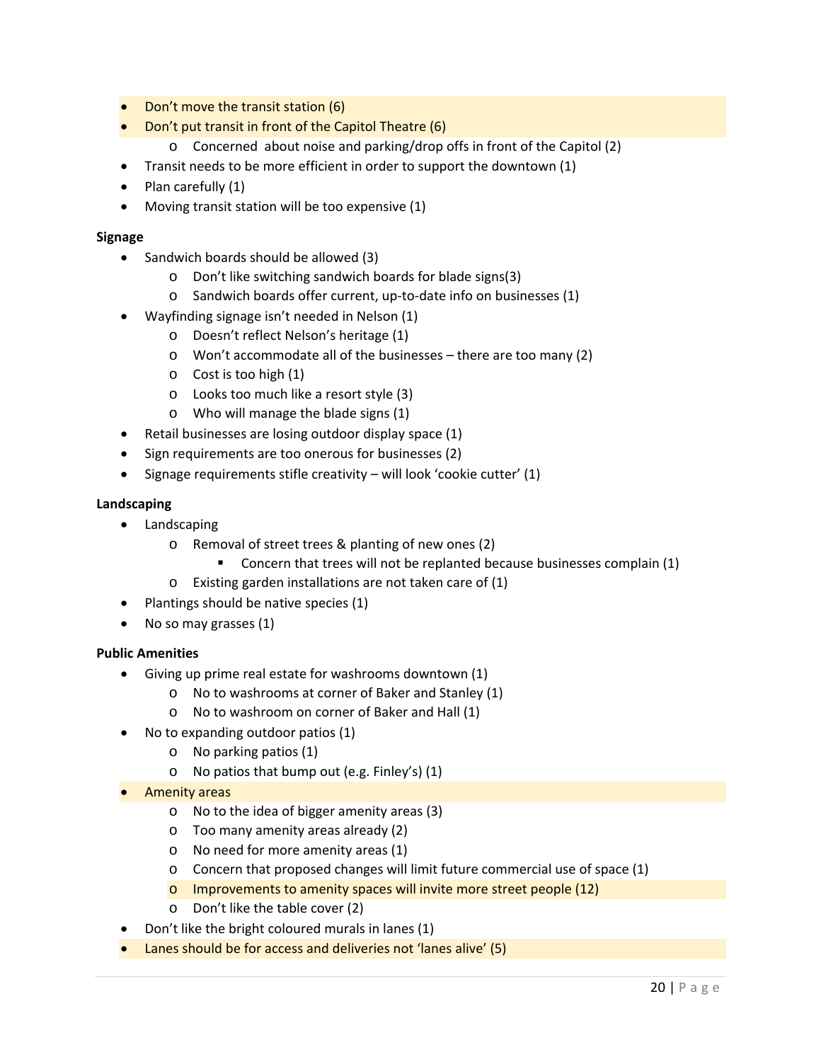- Don't move the transit station (6)
- Don't put transit in front of the Capitol Theatre (6)
    - Concerned about noise and parking/drop offs in front of the Capitol (2)
- Transit needs to be more efficient in order to support the downtown (1)
- Plan carefully (1)
- Moving transit station will be too expensive (1)

**Signage**

- Sandwich boards should be allowed (3)
    - Don't like switching sandwich boards for blade signs(3)
    - Sandwich boards offer current, up-to-date info on businesses (1)
- Wayfinding signage isn't needed in Nelson (1)
    - Doesn't reflect Nelson's heritage (1)
    - Won't accommodate all of the businesses – there are too many (2)
    - Cost is too high (1)
    - Looks too much like a resort style (3)
    - Who will manage the blade signs (1)
- Retail businesses are losing outdoor display space (1)
- Sign requirements are too onerous for businesses (2)
- Signage requirements stifle creativity – will look 'cookie cutter' (1)

**Landscaping**

- Landscaping
    - Removal of street trees & planting of new ones (2)
        - Concern that trees will not be replanted because businesses complain (1)
    - Existing garden installations are not taken care of (1)
- Plantings should be native species (1)
- No so may grasses (1)

**Public Amenities**

- Giving up prime real estate for washrooms downtown (1)
    - No to washrooms at corner of Baker and Stanley (1)
    - No to washroom on corner of Baker and Hall (1)
- No to expanding outdoor patios (1)
    - No parking patios (1)
    - No patios that bump out (e.g. Finley's) (1)
- Amenity areas
    - No to the idea of bigger amenity areas (3)
    - Too many amenity areas already (2)
    - No need for more amenity areas (1)
    - Concern that proposed changes will limit future commercial use of space (1)
    - Improvements to amenity spaces will invite more street people (12)
    - Don't like the table cover (2)
- Don't like the bright coloured murals in lanes (1)
- Lanes should be for access and deliveries not 'lanes alive' (5)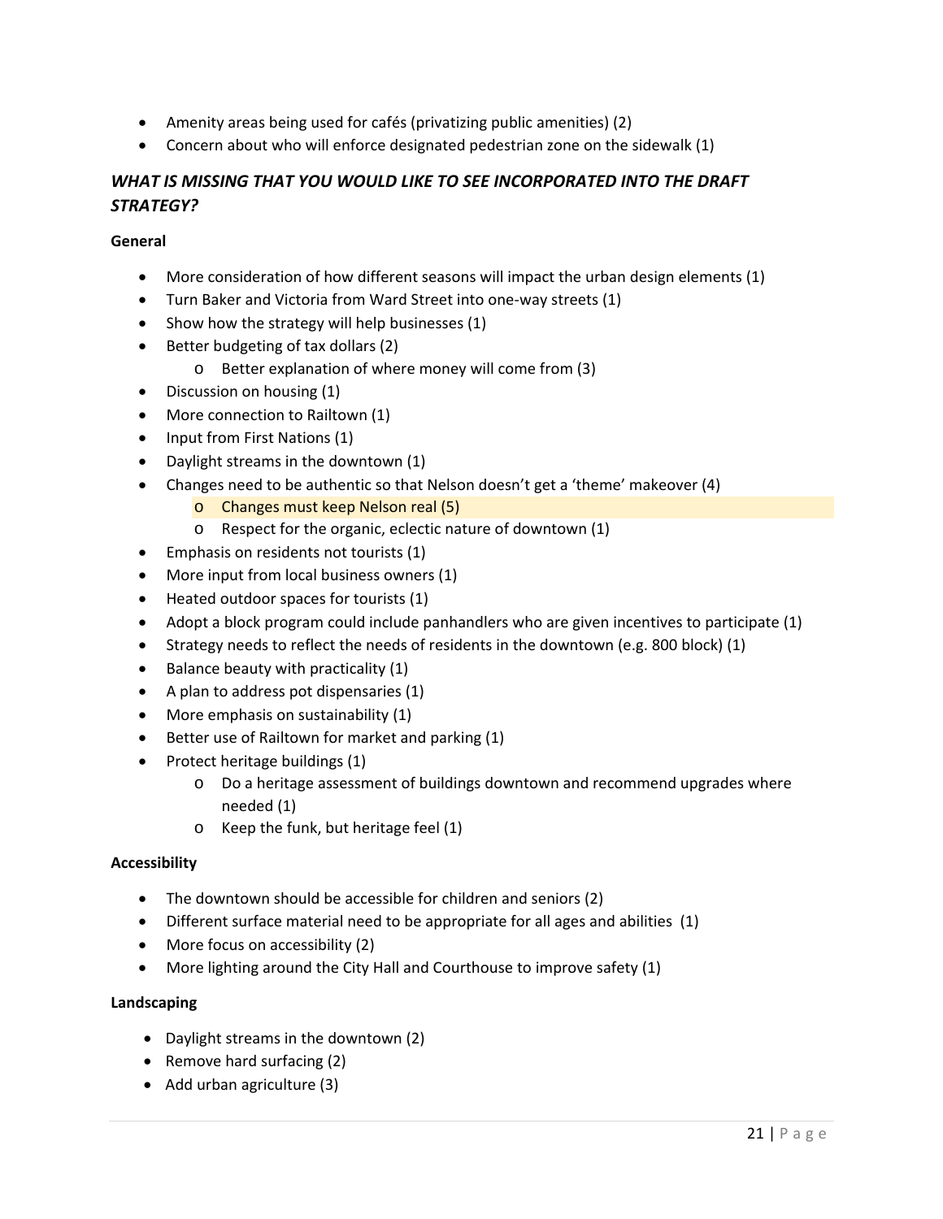- Amenity areas being used for cafés (privatizing public amenities) (2)
- Concern about who will enforce designated pedestrian zone on the sidewalk (1)

### *WHAT IS MISSING THAT YOU WOULD LIKE TO SEE INCORPORATED INTO THE DRAFT STRATEGY?*

**General**

- More consideration of how different seasons will impact the urban design elements (1)
- Turn Baker and Victoria from Ward Street into one-way streets (1)
- Show how the strategy will help businesses (1)
- Better budgeting of tax dollars (2)
  - Better explanation of where money will come from (3)
- Discussion on housing (1)
- More connection to Railtown (1)
- Input from First Nations (1)
- Daylight streams in the downtown (1)
- Changes need to be authentic so that Nelson doesn't get a 'theme' makeover (4)
  - Changes must keep Nelson real (5)
  - Respect for the organic, eclectic nature of downtown (1)
- Emphasis on residents not tourists (1)
- More input from local business owners (1)
- Heated outdoor spaces for tourists (1)
- Adopt a block program could include panhandlers who are given incentives to participate (1)
- Strategy needs to reflect the needs of residents in the downtown (e.g. 800 block) (1)
- Balance beauty with practicality (1)
- A plan to address pot dispensaries (1)
- More emphasis on sustainability (1)
- Better use of Railtown for market and parking (1)
- Protect heritage buildings (1)
  - Do a heritage assessment of buildings downtown and recommend upgrades where needed (1)
  - Keep the funk, but heritage feel (1)

**Accessibility**

- The downtown should be accessible for children and seniors (2)
- Different surface material need to be appropriate for all ages and abilities (1)
- More focus on accessibility (2)
- More lighting around the City Hall and Courthouse to improve safety (1)

**Landscaping**

- Daylight streams in the downtown (2)
- Remove hard surfacing (2)
- Add urban agriculture (3)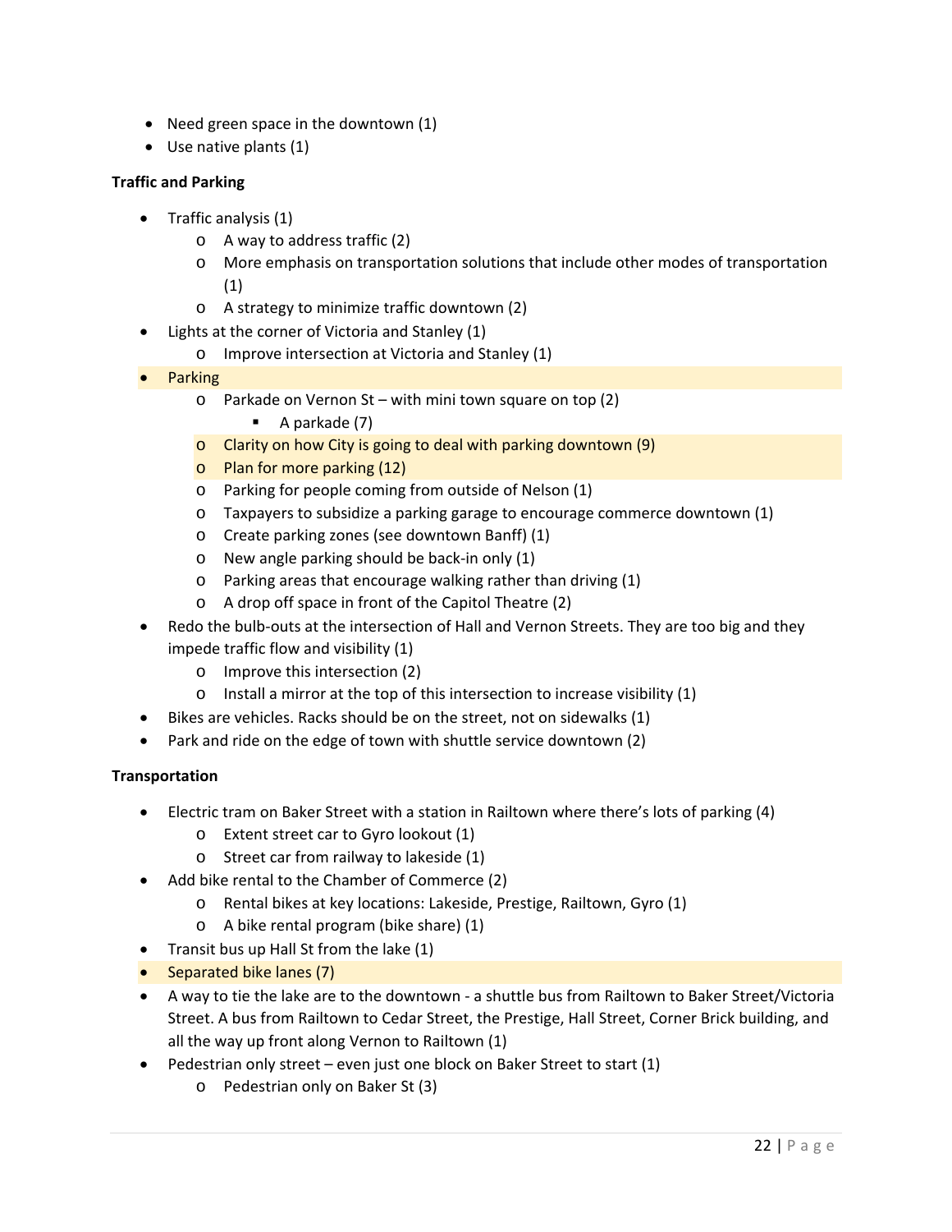- Need green space in the downtown (1)
- Use native plants (1)

**Traffic and Parking**

- Traffic analysis (1)
  - A way to address traffic (2)
  - More emphasis on transportation solutions that include other modes of transportation (1)
  - A strategy to minimize traffic downtown (2)
- Lights at the corner of Victoria and Stanley (1)
  - Improve intersection at Victoria and Stanley (1)
- Parking
  - Parkade on Vernon St – with mini town square on top (2)
    - A parkade (7)
  - Clarity on how City is going to deal with parking downtown (9)
  - Plan for more parking (12)
  - Parking for people coming from outside of Nelson (1)
  - Taxpayers to subsidize a parking garage to encourage commerce downtown (1)
  - Create parking zones (see downtown Banff) (1)
  - New angle parking should be back-in only (1)
  - Parking areas that encourage walking rather than driving (1)
  - A drop off space in front of the Capitol Theatre (2)
- Redo the bulb-outs at the intersection of Hall and Vernon Streets. They are too big and they impede traffic flow and visibility (1)
  - Improve this intersection (2)
  - Install a mirror at the top of this intersection to increase visibility (1)
- Bikes are vehicles. Racks should be on the street, not on sidewalks (1)
- Park and ride on the edge of town with shuttle service downtown (2)

**Transportation**

- Electric tram on Baker Street with a station in Railtown where there's lots of parking (4)
  - Extent street car to Gyro lookout (1)
  - Street car from railway to lakeside (1)
- Add bike rental to the Chamber of Commerce (2)
  - Rental bikes at key locations: Lakeside, Prestige, Railtown, Gyro (1)
  - A bike rental program (bike share) (1)
- Transit bus up Hall St from the lake (1)
- Separated bike lanes (7)
- A way to tie the lake are to the downtown - a shuttle bus from Railtown to Baker Street/Victoria Street. A bus from Railtown to Cedar Street, the Prestige, Hall Street, Corner Brick building, and all the way up front along Vernon to Railtown (1)
- Pedestrian only street – even just one block on Baker Street to start (1)
  - Pedestrian only on Baker St (3)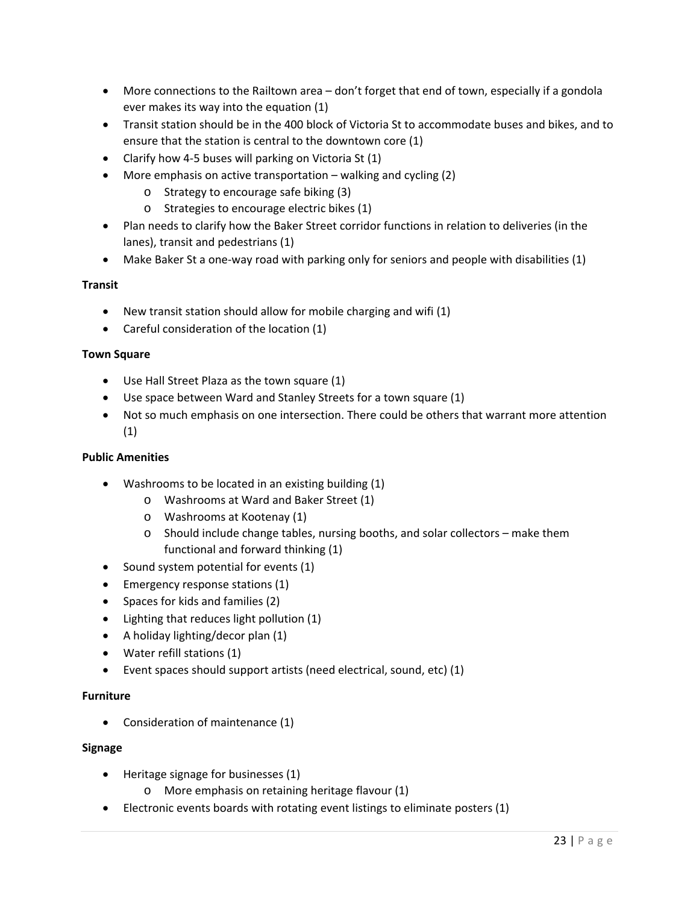- More connections to the Railtown area – don't forget that end of town, especially if a gondola ever makes its way into the equation (1)
- Transit station should be in the 400 block of Victoria St to accommodate buses and bikes, and to ensure that the station is central to the downtown core (1)
- Clarify how 4-5 buses will parking on Victoria St (1)
- More emphasis on active transportation – walking and cycling (2)
  - Strategy to encourage safe biking (3)
  - Strategies to encourage electric bikes (1)
- Plan needs to clarify how the Baker Street corridor functions in relation to deliveries (in the lanes), transit and pedestrians (1)
- Make Baker St a one-way road with parking only for seniors and people with disabilities (1)

**Transit**

- New transit station should allow for mobile charging and wifi (1)
- Careful consideration of the location (1)

**Town Square**

- Use Hall Street Plaza as the town square (1)
- Use space between Ward and Stanley Streets for a town square (1)
- Not so much emphasis on one intersection. There could be others that warrant more attention (1)

**Public Amenities**

- Washrooms to be located in an existing building (1)
  - Washrooms at Ward and Baker Street (1)
  - Washrooms at Kootenay (1)
  - Should include change tables, nursing booths, and solar collectors – make them functional and forward thinking (1)
- Sound system potential for events (1)
- Emergency response stations (1)
- Spaces for kids and families (2)
- Lighting that reduces light pollution (1)
- A holiday lighting/decor plan (1)
- Water refill stations (1)
- Event spaces should support artists (need electrical, sound, etc) (1)

**Furniture**

- Consideration of maintenance (1)

**Signage**

- Heritage signage for businesses (1)
  - More emphasis on retaining heritage flavour (1)
- Electronic events boards with rotating event listings to eliminate posters (1)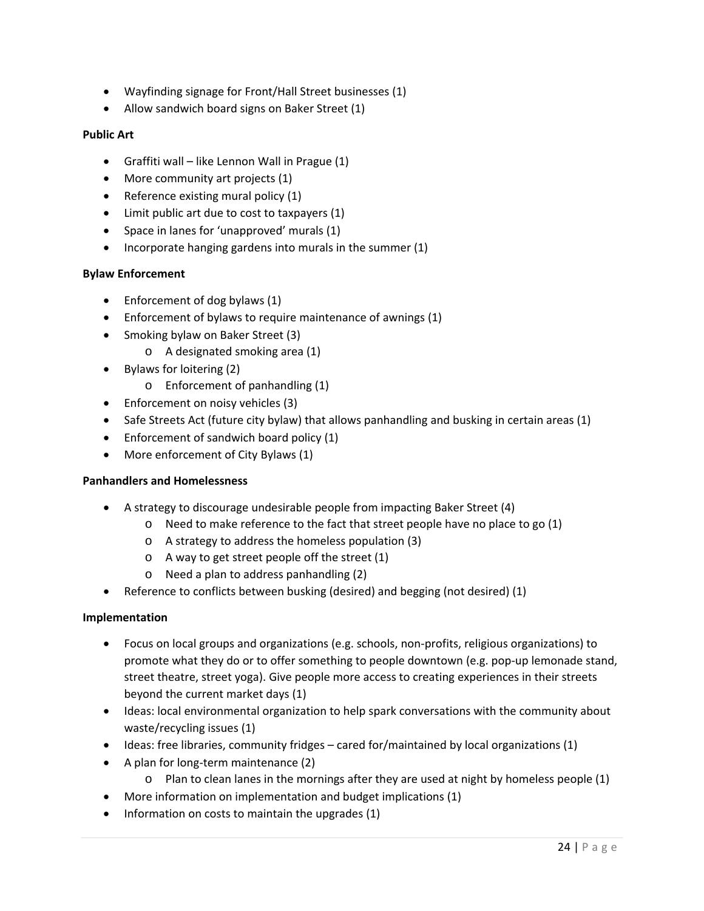- Wayfinding signage for Front/Hall Street businesses (1)
- Allow sandwich board signs on Baker Street (1)

**Public Art**

- Graffiti wall – like Lennon Wall in Prague (1)
- More community art projects (1)
- Reference existing mural policy (1)
- Limit public art due to cost to taxpayers (1)
- Space in lanes for 'unapproved' murals (1)
- Incorporate hanging gardens into murals in the summer (1)

**Bylaw Enforcement**

- Enforcement of dog bylaws (1)
- Enforcement of bylaws to require maintenance of awnings (1)
- Smoking bylaw on Baker Street (3)
  - A designated smoking area (1)
- Bylaws for loitering (2)
  - Enforcement of panhandling (1)
- Enforcement on noisy vehicles (3)
- Safe Streets Act (future city bylaw) that allows panhandling and busking in certain areas (1)
- Enforcement of sandwich board policy (1)
- More enforcement of City Bylaws (1)

**Panhandlers and Homelessness**

- A strategy to discourage undesirable people from impacting Baker Street (4)
  - Need to make reference to the fact that street people have no place to go (1)
  - A strategy to address the homeless population (3)
  - A way to get street people off the street (1)
  - Need a plan to address panhandling (2)
- Reference to conflicts between busking (desired) and begging (not desired) (1)

**Implementation**

- Focus on local groups and organizations (e.g. schools, non-profits, religious organizations) to promote what they do or to offer something to people downtown (e.g. pop-up lemonade stand, street theatre, street yoga). Give people more access to creating experiences in their streets beyond the current market days (1)
- Ideas: local environmental organization to help spark conversations with the community about waste/recycling issues (1)
- Ideas: free libraries, community fridges – cared for/maintained by local organizations (1)
- A plan for long-term maintenance (2)
  - Plan to clean lanes in the mornings after they are used at night by homeless people (1)
- More information on implementation and budget implications (1)
- Information on costs to maintain the upgrades (1)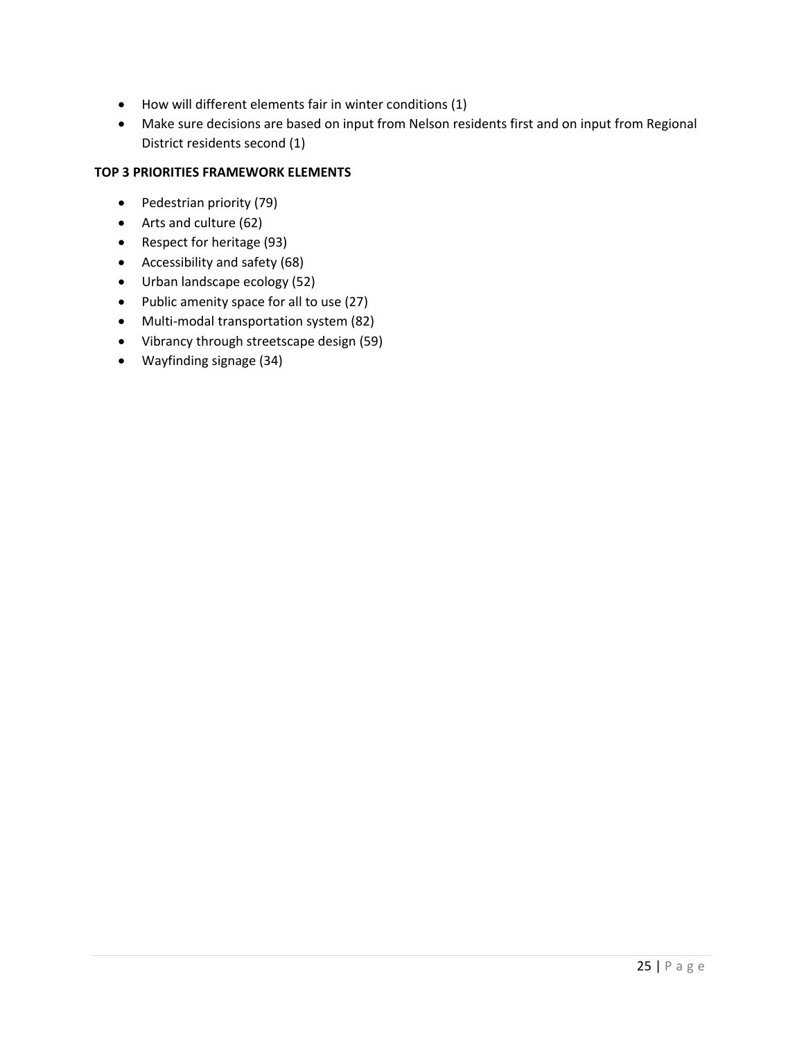- How will different elements fair in winter conditions (1)
- Make sure decisions are based on input from Nelson residents first and on input from Regional District residents second (1)

**TOP 3 PRIORITIES FRAMEWORK ELEMENTS**

- Pedestrian priority (79)
- Arts and culture (62)
- Respect for heritage (93)
- Accessibility and safety (68)
- Urban landscape ecology (52)
- Public amenity space for all to use (27)
- Multi-modal transportation system (82)
- Vibrancy through streetscape design (59)
- Wayfinding signage (34)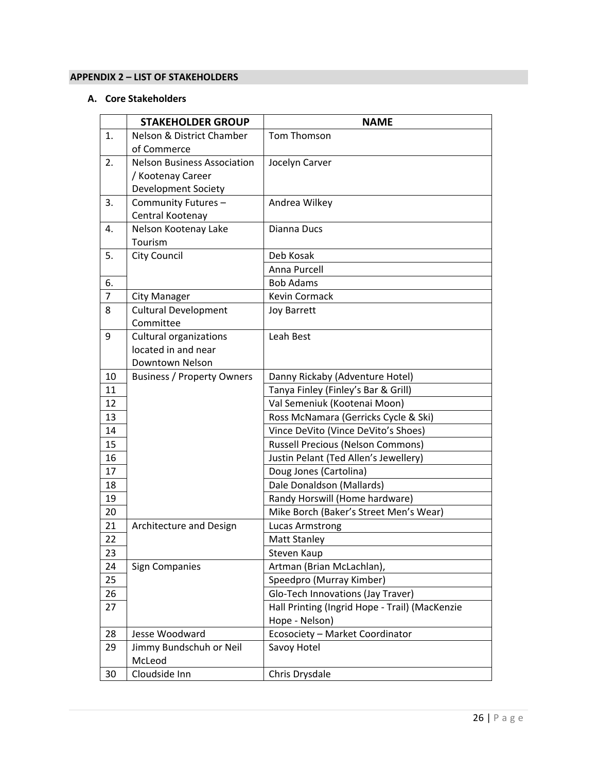## APPENDIX 2 – LIST OF STAKEHOLDERS

### A. Core Stakeholders

| | STAKEHOLDER GROUP | NAME |
|---|---|---|
| 1. | Nelson & District Chamber of Commerce | Tom Thomson |
| 2. | Nelson Business Association / Kootenay Career Development Society | Jocelyn Carver |
| 3. | Community Futures – Central Kootenay | Andrea Wilkey |
| 4. | Nelson Kootenay Lake Tourism | Dianna Ducs |
| 5. | City Council | Deb Kosak |
| | | Anna Purcell |
| 6. | | Bob Adams |
| 7 | City Manager | Kevin Cormack |
| 8 | Cultural Development Committee | Joy Barrett |
| 9 | Cultural organizations located in and near Downtown Nelson | Leah Best |
| 10 | Business / Property Owners | Danny Rickaby (Adventure Hotel) |
| 11 | | Tanya Finley (Finley's Bar & Grill) |
| 12 | | Val Semeniuk (Kootenai Moon) |
| 13 | | Ross McNamara (Gerricks Cycle & Ski) |
| 14 | | Vince DeVito (Vince DeVito's Shoes) |
| 15 | | Russell Precious (Nelson Commons) |
| 16 | | Justin Pelant (Ted Allen's Jewellery) |
| 17 | | Doug Jones (Cartolina) |
| 18 | | Dale Donaldson (Mallards) |
| 19 | | Randy Horswill (Home hardware) |
| 20 | | Mike Borch (Baker's Street Men's Wear) |
| 21 | Architecture and Design | Lucas Armstrong |
| 22 | | Matt Stanley |
| 23 | | Steven Kaup |
| 24 | Sign Companies | Artman (Brian McLachlan), |
| 25 | | Speedpro (Murray Kimber) |
| 26 | | Glo-Tech Innovations (Jay Traver) |
| 27 | | Hall Printing (Ingrid Hope - Trail) (MacKenzie Hope - Nelson) |
| 28 | Jesse Woodward | Ecosociety – Market Coordinator |
| 29 | Jimmy Bundschuh or Neil McLeod | Savoy Hotel |
| 30 | Cloudside Inn | Chris Drysdale |